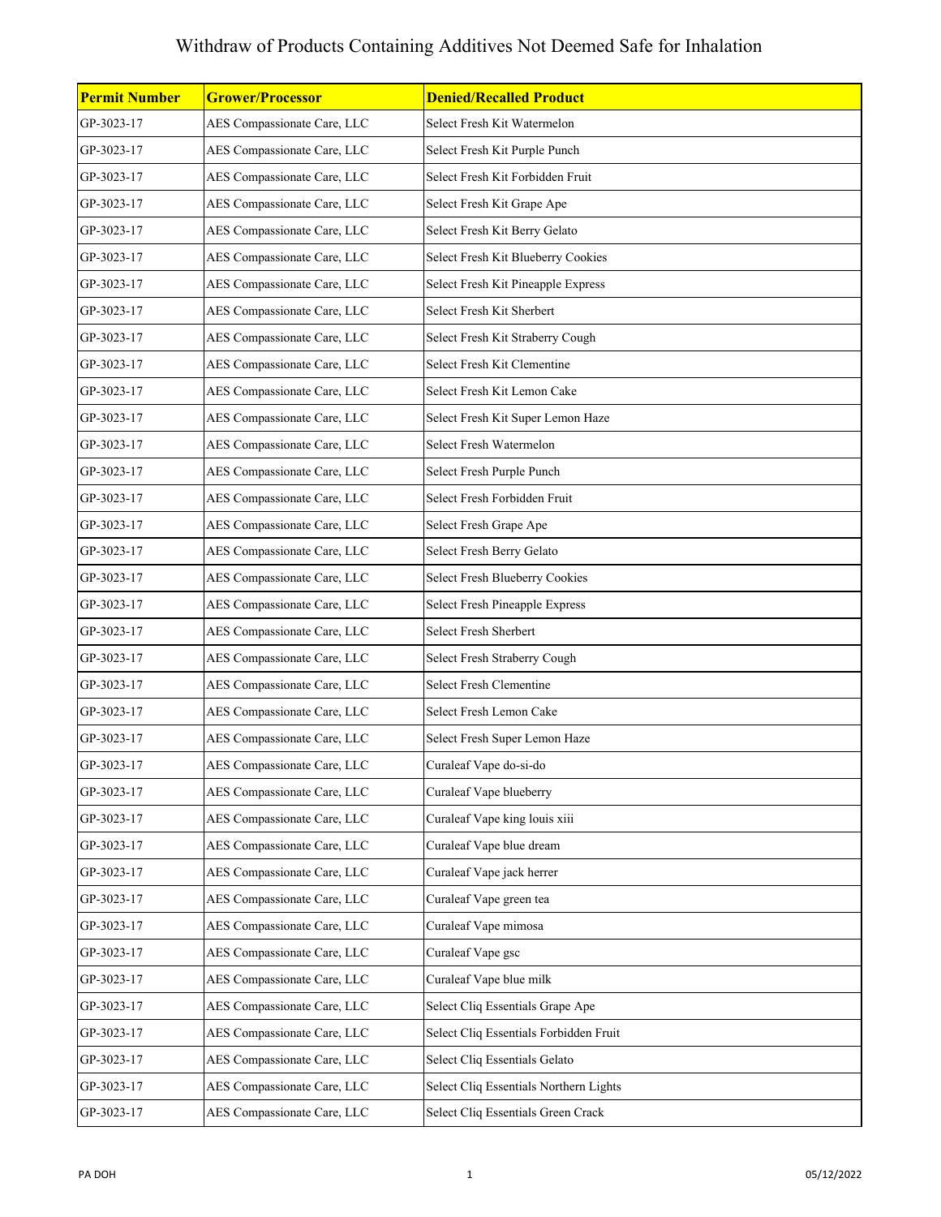# Withdraw of Products Containing Additives Not Deemed Safe for Inhalation

| Permit Number | Grower/Processor | Denied/Recalled Product |
|---|---|---|
| GP-3023-17 | AES Compassionate Care, LLC | Select Fresh Kit Watermelon |
| GP-3023-17 | AES Compassionate Care, LLC | Select Fresh Kit Purple Punch |
| GP-3023-17 | AES Compassionate Care, LLC | Select Fresh Kit Forbidden Fruit |
| GP-3023-17 | AES Compassionate Care, LLC | Select Fresh Kit Grape Ape |
| GP-3023-17 | AES Compassionate Care, LLC | Select Fresh Kit Berry Gelato |
| GP-3023-17 | AES Compassionate Care, LLC | Select Fresh Kit Blueberry Cookies |
| GP-3023-17 | AES Compassionate Care, LLC | Select Fresh Kit Pineapple Express |
| GP-3023-17 | AES Compassionate Care, LLC | Select Fresh Kit Sherbert |
| GP-3023-17 | AES Compassionate Care, LLC | Select Fresh Kit Straberry Cough |
| GP-3023-17 | AES Compassionate Care, LLC | Select Fresh Kit Clementine |
| GP-3023-17 | AES Compassionate Care, LLC | Select Fresh Kit Lemon Cake |
| GP-3023-17 | AES Compassionate Care, LLC | Select Fresh Kit Super Lemon Haze |
| GP-3023-17 | AES Compassionate Care, LLC | Select Fresh Watermelon |
| GP-3023-17 | AES Compassionate Care, LLC | Select Fresh Purple Punch |
| GP-3023-17 | AES Compassionate Care, LLC | Select Fresh Forbidden Fruit |
| GP-3023-17 | AES Compassionate Care, LLC | Select Fresh Grape Ape |
| GP-3023-17 | AES Compassionate Care, LLC | Select Fresh Berry Gelato |
| GP-3023-17 | AES Compassionate Care, LLC | Select Fresh Blueberry Cookies |
| GP-3023-17 | AES Compassionate Care, LLC | Select Fresh Pineapple Express |
| GP-3023-17 | AES Compassionate Care, LLC | Select Fresh Sherbert |
| GP-3023-17 | AES Compassionate Care, LLC | Select Fresh Straberry Cough |
| GP-3023-17 | AES Compassionate Care, LLC | Select Fresh Clementine |
| GP-3023-17 | AES Compassionate Care, LLC | Select Fresh Lemon Cake |
| GP-3023-17 | AES Compassionate Care, LLC | Select Fresh Super Lemon Haze |
| GP-3023-17 | AES Compassionate Care, LLC | Curaleaf Vape do-si-do |
| GP-3023-17 | AES Compassionate Care, LLC | Curaleaf Vape blueberry |
| GP-3023-17 | AES Compassionate Care, LLC | Curaleaf Vape king louis xiii |
| GP-3023-17 | AES Compassionate Care, LLC | Curaleaf Vape blue dream |
| GP-3023-17 | AES Compassionate Care, LLC | Curaleaf Vape jack herrer |
| GP-3023-17 | AES Compassionate Care, LLC | Curaleaf Vape green tea |
| GP-3023-17 | AES Compassionate Care, LLC | Curaleaf Vape mimosa |
| GP-3023-17 | AES Compassionate Care, LLC | Curaleaf Vape gsc |
| GP-3023-17 | AES Compassionate Care, LLC | Curaleaf Vape blue milk |
| GP-3023-17 | AES Compassionate Care, LLC | Select Cliq Essentials Grape Ape |
| GP-3023-17 | AES Compassionate Care, LLC | Select Cliq Essentials Forbidden Fruit |
| GP-3023-17 | AES Compassionate Care, LLC | Select Cliq Essentials Gelato |
| GP-3023-17 | AES Compassionate Care, LLC | Select Cliq Essentials Northern Lights |
| GP-3023-17 | AES Compassionate Care, LLC | Select Cliq Essentials Green Crack |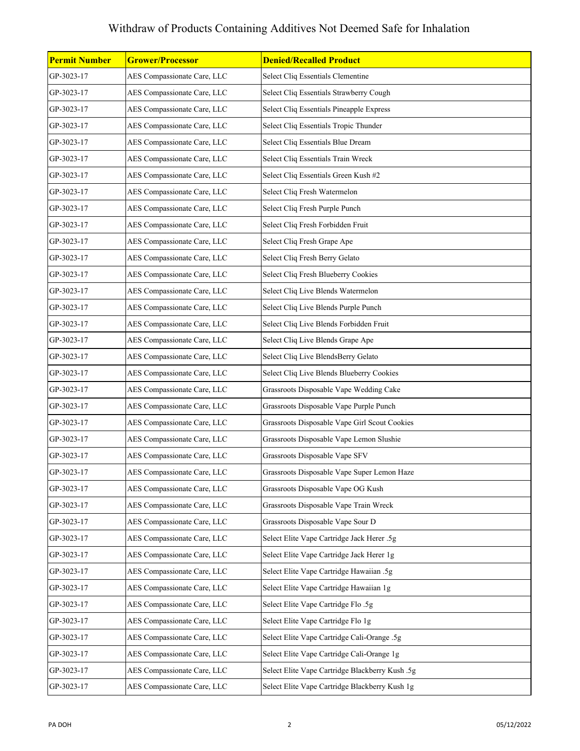# Withdraw of Products Containing Additives Not Deemed Safe for Inhalation

| Permit Number | Grower/Processor | Denied/Recalled Product |
|---|---|---|
| GP-3023-17 | AES Compassionate Care, LLC | Select Cliq Essentials Clementine |
| GP-3023-17 | AES Compassionate Care, LLC | Select Cliq Essentials Strawberry Cough |
| GP-3023-17 | AES Compassionate Care, LLC | Select Cliq Essentials Pineapple Express |
| GP-3023-17 | AES Compassionate Care, LLC | Select Cliq Essentials Tropic Thunder |
| GP-3023-17 | AES Compassionate Care, LLC | Select Cliq Essentials Blue Dream |
| GP-3023-17 | AES Compassionate Care, LLC | Select Cliq Essentials Train Wreck |
| GP-3023-17 | AES Compassionate Care, LLC | Select Cliq Essentials Green Kush #2 |
| GP-3023-17 | AES Compassionate Care, LLC | Select Cliq Fresh Watermelon |
| GP-3023-17 | AES Compassionate Care, LLC | Select Cliq Fresh Purple Punch |
| GP-3023-17 | AES Compassionate Care, LLC | Select Cliq Fresh Forbidden Fruit |
| GP-3023-17 | AES Compassionate Care, LLC | Select Cliq Fresh Grape Ape |
| GP-3023-17 | AES Compassionate Care, LLC | Select Cliq Fresh Berry Gelato |
| GP-3023-17 | AES Compassionate Care, LLC | Select Cliq Fresh Blueberry Cookies |
| GP-3023-17 | AES Compassionate Care, LLC | Select Cliq Live Blends Watermelon |
| GP-3023-17 | AES Compassionate Care, LLC | Select Cliq Live Blends Purple Punch |
| GP-3023-17 | AES Compassionate Care, LLC | Select Cliq Live Blends Forbidden Fruit |
| GP-3023-17 | AES Compassionate Care, LLC | Select Cliq Live Blends Grape Ape |
| GP-3023-17 | AES Compassionate Care, LLC | Select Cliq Live BlendsBerry Gelato |
| GP-3023-17 | AES Compassionate Care, LLC | Select Cliq Live Blends Blueberry Cookies |
| GP-3023-17 | AES Compassionate Care, LLC | Grassroots Disposable Vape Wedding Cake |
| GP-3023-17 | AES Compassionate Care, LLC | Grassroots Disposable Vape Purple Punch |
| GP-3023-17 | AES Compassionate Care, LLC | Grassroots Disposable Vape Girl Scout Cookies |
| GP-3023-17 | AES Compassionate Care, LLC | Grassroots Disposable Vape Lemon Slushie |
| GP-3023-17 | AES Compassionate Care, LLC | Grassroots Disposable Vape SFV |
| GP-3023-17 | AES Compassionate Care, LLC | Grassroots Disposable Vape Super Lemon Haze |
| GP-3023-17 | AES Compassionate Care, LLC | Grassroots Disposable Vape OG Kush |
| GP-3023-17 | AES Compassionate Care, LLC | Grassroots Disposable Vape Train Wreck |
| GP-3023-17 | AES Compassionate Care, LLC | Grassroots Disposable Vape Sour D |
| GP-3023-17 | AES Compassionate Care, LLC | Select Elite Vape Cartridge Jack Herer .5g |
| GP-3023-17 | AES Compassionate Care, LLC | Select Elite Vape Cartridge Jack Herer 1g |
| GP-3023-17 | AES Compassionate Care, LLC | Select Elite Vape Cartridge Hawaiian .5g |
| GP-3023-17 | AES Compassionate Care, LLC | Select Elite Vape Cartridge Hawaiian 1g |
| GP-3023-17 | AES Compassionate Care, LLC | Select Elite Vape Cartridge Flo .5g |
| GP-3023-17 | AES Compassionate Care, LLC | Select Elite Vape Cartridge Flo 1g |
| GP-3023-17 | AES Compassionate Care, LLC | Select Elite Vape Cartridge Cali-Orange .5g |
| GP-3023-17 | AES Compassionate Care, LLC | Select Elite Vape Cartridge Cali-Orange 1g |
| GP-3023-17 | AES Compassionate Care, LLC | Select Elite Vape Cartridge Blackberry Kush .5g |
| GP-3023-17 | AES Compassionate Care, LLC | Select Elite Vape Cartridge Blackberry Kush 1g |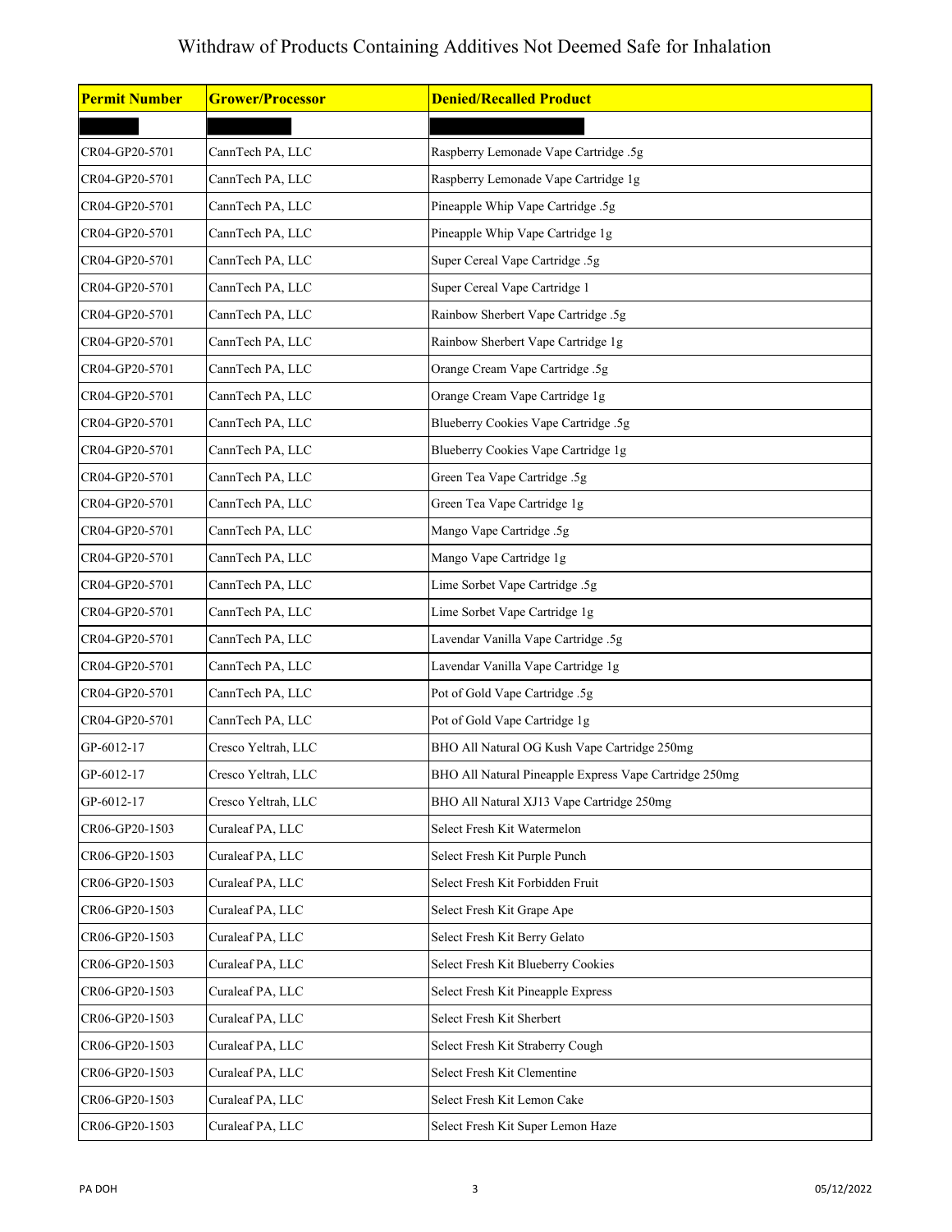# Withdraw of Products Containing Additives Not Deemed Safe for Inhalation

| **Permit Number** | **Grower/Processor** | **Denied/Recalled Product** |
|---|---|---|
| | | |
| CR04-GP20-5701 | CannTech PA, LLC | Raspberry Lemonade Vape Cartridge .5g |
| CR04-GP20-5701 | CannTech PA, LLC | Raspberry Lemonade Vape Cartridge 1g |
| CR04-GP20-5701 | CannTech PA, LLC | Pineapple Whip Vape Cartridge .5g |
| CR04-GP20-5701 | CannTech PA, LLC | Pineapple Whip Vape Cartridge 1g |
| CR04-GP20-5701 | CannTech PA, LLC | Super Cereal Vape Cartridge .5g |
| CR04-GP20-5701 | CannTech PA, LLC | Super Cereal Vape Cartridge 1 |
| CR04-GP20-5701 | CannTech PA, LLC | Rainbow Sherbert Vape Cartridge .5g |
| CR04-GP20-5701 | CannTech PA, LLC | Rainbow Sherbert Vape Cartridge 1g |
| CR04-GP20-5701 | CannTech PA, LLC | Orange Cream Vape Cartridge .5g |
| CR04-GP20-5701 | CannTech PA, LLC | Orange Cream Vape Cartridge 1g |
| CR04-GP20-5701 | CannTech PA, LLC | Blueberry Cookies Vape Cartridge .5g |
| CR04-GP20-5701 | CannTech PA, LLC | Blueberry Cookies Vape Cartridge 1g |
| CR04-GP20-5701 | CannTech PA, LLC | Green Tea Vape Cartridge .5g |
| CR04-GP20-5701 | CannTech PA, LLC | Green Tea Vape Cartridge 1g |
| CR04-GP20-5701 | CannTech PA, LLC | Mango Vape Cartridge .5g |
| CR04-GP20-5701 | CannTech PA, LLC | Mango Vape Cartridge 1g |
| CR04-GP20-5701 | CannTech PA, LLC | Lime Sorbet Vape Cartridge .5g |
| CR04-GP20-5701 | CannTech PA, LLC | Lime Sorbet Vape Cartridge 1g |
| CR04-GP20-5701 | CannTech PA, LLC | Lavendar Vanilla Vape Cartridge .5g |
| CR04-GP20-5701 | CannTech PA, LLC | Lavendar Vanilla Vape Cartridge 1g |
| CR04-GP20-5701 | CannTech PA, LLC | Pot of Gold Vape Cartridge .5g |
| CR04-GP20-5701 | CannTech PA, LLC | Pot of Gold Vape Cartridge 1g |
| GP-6012-17 | Cresco Yeltrah, LLC | BHO All Natural OG Kush Vape Cartridge 250mg |
| GP-6012-17 | Cresco Yeltrah, LLC | BHO All Natural Pineapple Express Vape Cartridge 250mg |
| GP-6012-17 | Cresco Yeltrah, LLC | BHO All Natural XJ13 Vape Cartridge 250mg |
| CR06-GP20-1503 | Curaleaf PA, LLC | Select Fresh Kit Watermelon |
| CR06-GP20-1503 | Curaleaf PA, LLC | Select Fresh Kit Purple Punch |
| CR06-GP20-1503 | Curaleaf PA, LLC | Select Fresh Kit Forbidden Fruit |
| CR06-GP20-1503 | Curaleaf PA, LLC | Select Fresh Kit Grape Ape |
| CR06-GP20-1503 | Curaleaf PA, LLC | Select Fresh Kit Berry Gelato |
| CR06-GP20-1503 | Curaleaf PA, LLC | Select Fresh Kit Blueberry Cookies |
| CR06-GP20-1503 | Curaleaf PA, LLC | Select Fresh Kit Pineapple Express |
| CR06-GP20-1503 | Curaleaf PA, LLC | Select Fresh Kit Sherbert |
| CR06-GP20-1503 | Curaleaf PA, LLC | Select Fresh Kit Straberry Cough |
| CR06-GP20-1503 | Curaleaf PA, LLC | Select Fresh Kit Clementine |
| CR06-GP20-1503 | Curaleaf PA, LLC | Select Fresh Kit Lemon Cake |
| CR06-GP20-1503 | Curaleaf PA, LLC | Select Fresh Kit Super Lemon Haze |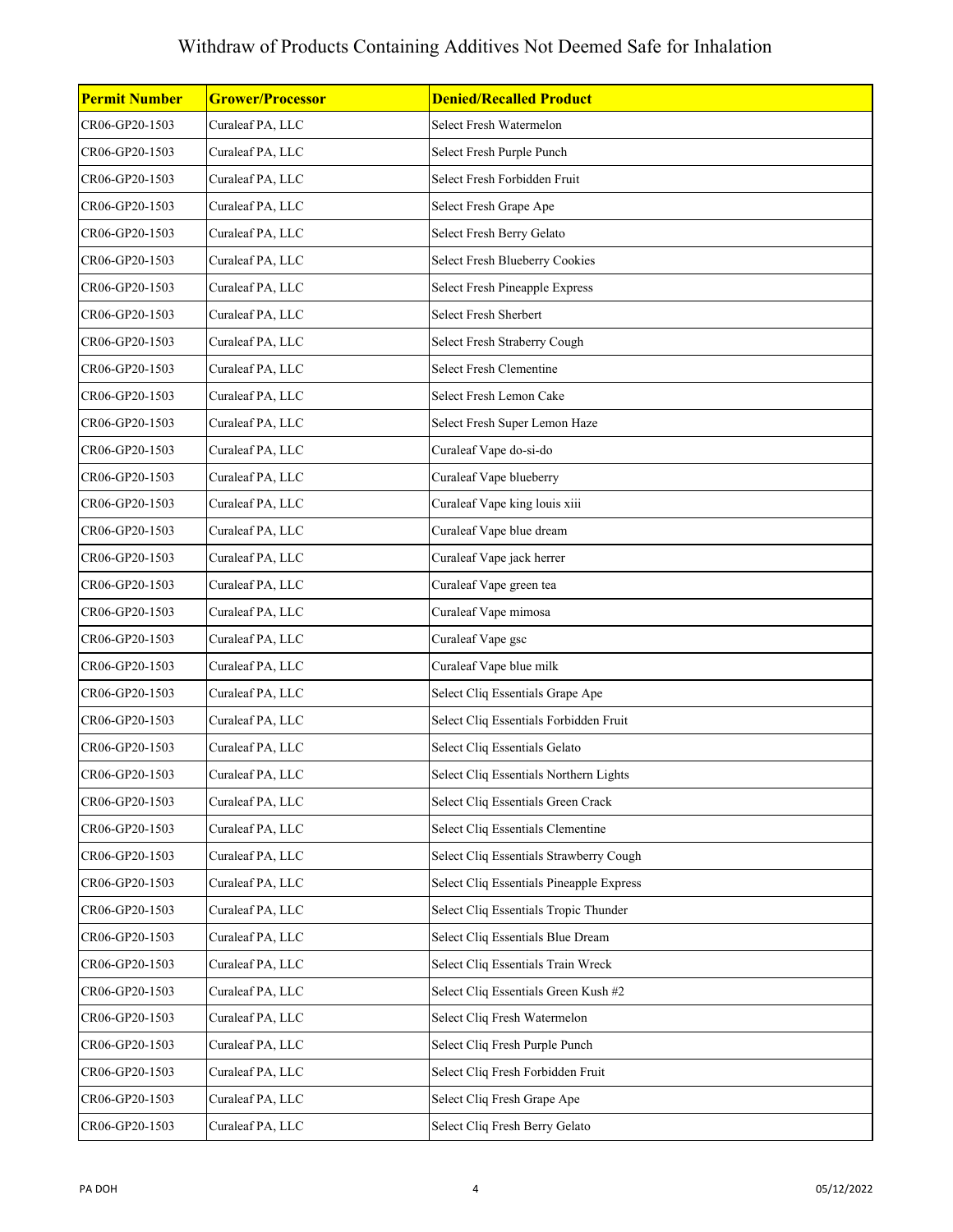# Withdraw of Products Containing Additives Not Deemed Safe for Inhalation

| Permit Number | Grower/Processor | Denied/Recalled Product |
|---|---|---|
| CR06-GP20-1503 | Curaleaf PA, LLC | Select Fresh Watermelon |
| CR06-GP20-1503 | Curaleaf PA, LLC | Select Fresh Purple Punch |
| CR06-GP20-1503 | Curaleaf PA, LLC | Select Fresh Forbidden Fruit |
| CR06-GP20-1503 | Curaleaf PA, LLC | Select Fresh Grape Ape |
| CR06-GP20-1503 | Curaleaf PA, LLC | Select Fresh Berry Gelato |
| CR06-GP20-1503 | Curaleaf PA, LLC | Select Fresh Blueberry Cookies |
| CR06-GP20-1503 | Curaleaf PA, LLC | Select Fresh Pineapple Express |
| CR06-GP20-1503 | Curaleaf PA, LLC | Select Fresh Sherbert |
| CR06-GP20-1503 | Curaleaf PA, LLC | Select Fresh Straberry Cough |
| CR06-GP20-1503 | Curaleaf PA, LLC | Select Fresh Clementine |
| CR06-GP20-1503 | Curaleaf PA, LLC | Select Fresh Lemon Cake |
| CR06-GP20-1503 | Curaleaf PA, LLC | Select Fresh Super Lemon Haze |
| CR06-GP20-1503 | Curaleaf PA, LLC | Curaleaf Vape do-si-do |
| CR06-GP20-1503 | Curaleaf PA, LLC | Curaleaf Vape blueberry |
| CR06-GP20-1503 | Curaleaf PA, LLC | Curaleaf Vape king louis xiii |
| CR06-GP20-1503 | Curaleaf PA, LLC | Curaleaf Vape blue dream |
| CR06-GP20-1503 | Curaleaf PA, LLC | Curaleaf Vape jack herrer |
| CR06-GP20-1503 | Curaleaf PA, LLC | Curaleaf Vape green tea |
| CR06-GP20-1503 | Curaleaf PA, LLC | Curaleaf Vape mimosa |
| CR06-GP20-1503 | Curaleaf PA, LLC | Curaleaf Vape gsc |
| CR06-GP20-1503 | Curaleaf PA, LLC | Curaleaf Vape blue milk |
| CR06-GP20-1503 | Curaleaf PA, LLC | Select Cliq Essentials Grape Ape |
| CR06-GP20-1503 | Curaleaf PA, LLC | Select Cliq Essentials Forbidden Fruit |
| CR06-GP20-1503 | Curaleaf PA, LLC | Select Cliq Essentials Gelato |
| CR06-GP20-1503 | Curaleaf PA, LLC | Select Cliq Essentials Northern Lights |
| CR06-GP20-1503 | Curaleaf PA, LLC | Select Cliq Essentials Green Crack |
| CR06-GP20-1503 | Curaleaf PA, LLC | Select Cliq Essentials Clementine |
| CR06-GP20-1503 | Curaleaf PA, LLC | Select Cliq Essentials Strawberry Cough |
| CR06-GP20-1503 | Curaleaf PA, LLC | Select Cliq Essentials Pineapple Express |
| CR06-GP20-1503 | Curaleaf PA, LLC | Select Cliq Essentials Tropic Thunder |
| CR06-GP20-1503 | Curaleaf PA, LLC | Select Cliq Essentials Blue Dream |
| CR06-GP20-1503 | Curaleaf PA, LLC | Select Cliq Essentials Train Wreck |
| CR06-GP20-1503 | Curaleaf PA, LLC | Select Cliq Essentials Green Kush #2 |
| CR06-GP20-1503 | Curaleaf PA, LLC | Select Cliq Fresh Watermelon |
| CR06-GP20-1503 | Curaleaf PA, LLC | Select Cliq Fresh Purple Punch |
| CR06-GP20-1503 | Curaleaf PA, LLC | Select Cliq Fresh Forbidden Fruit |
| CR06-GP20-1503 | Curaleaf PA, LLC | Select Cliq Fresh Grape Ape |
| CR06-GP20-1503 | Curaleaf PA, LLC | Select Cliq Fresh Berry Gelato |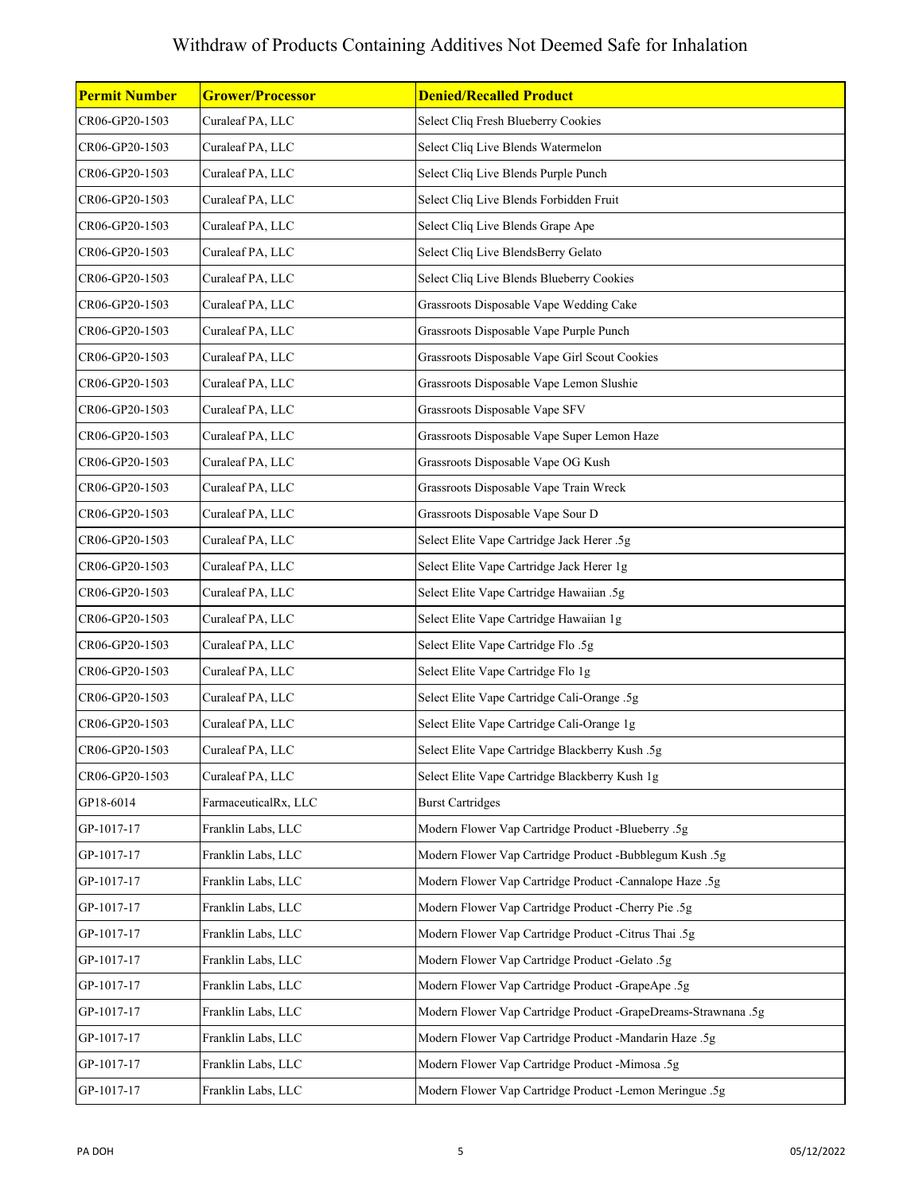# Withdraw of Products Containing Additives Not Deemed Safe for Inhalation

| Permit Number | Grower/Processor | Denied/Recalled Product |
|---|---|---|
| CR06-GP20-1503 | Curaleaf PA, LLC | Select Cliq Fresh Blueberry Cookies |
| CR06-GP20-1503 | Curaleaf PA, LLC | Select Cliq Live Blends Watermelon |
| CR06-GP20-1503 | Curaleaf PA, LLC | Select Cliq Live Blends Purple Punch |
| CR06-GP20-1503 | Curaleaf PA, LLC | Select Cliq Live Blends Forbidden Fruit |
| CR06-GP20-1503 | Curaleaf PA, LLC | Select Cliq Live Blends Grape Ape |
| CR06-GP20-1503 | Curaleaf PA, LLC | Select Cliq Live BlendsBerry Gelato |
| CR06-GP20-1503 | Curaleaf PA, LLC | Select Cliq Live Blends Blueberry Cookies |
| CR06-GP20-1503 | Curaleaf PA, LLC | Grassroots Disposable Vape Wedding Cake |
| CR06-GP20-1503 | Curaleaf PA, LLC | Grassroots Disposable Vape Purple Punch |
| CR06-GP20-1503 | Curaleaf PA, LLC | Grassroots Disposable Vape Girl Scout Cookies |
| CR06-GP20-1503 | Curaleaf PA, LLC | Grassroots Disposable Vape Lemon Slushie |
| CR06-GP20-1503 | Curaleaf PA, LLC | Grassroots Disposable Vape SFV |
| CR06-GP20-1503 | Curaleaf PA, LLC | Grassroots Disposable Vape Super Lemon Haze |
| CR06-GP20-1503 | Curaleaf PA, LLC | Grassroots Disposable Vape OG Kush |
| CR06-GP20-1503 | Curaleaf PA, LLC | Grassroots Disposable Vape Train Wreck |
| CR06-GP20-1503 | Curaleaf PA, LLC | Grassroots Disposable Vape Sour D |
| CR06-GP20-1503 | Curaleaf PA, LLC | Select Elite Vape Cartridge Jack Herer .5g |
| CR06-GP20-1503 | Curaleaf PA, LLC | Select Elite Vape Cartridge Jack Herer 1g |
| CR06-GP20-1503 | Curaleaf PA, LLC | Select Elite Vape Cartridge Hawaiian .5g |
| CR06-GP20-1503 | Curaleaf PA, LLC | Select Elite Vape Cartridge Hawaiian 1g |
| CR06-GP20-1503 | Curaleaf PA, LLC | Select Elite Vape Cartridge Flo .5g |
| CR06-GP20-1503 | Curaleaf PA, LLC | Select Elite Vape Cartridge Flo 1g |
| CR06-GP20-1503 | Curaleaf PA, LLC | Select Elite Vape Cartridge Cali-Orange .5g |
| CR06-GP20-1503 | Curaleaf PA, LLC | Select Elite Vape Cartridge Cali-Orange 1g |
| CR06-GP20-1503 | Curaleaf PA, LLC | Select Elite Vape Cartridge Blackberry Kush .5g |
| CR06-GP20-1503 | Curaleaf PA, LLC | Select Elite Vape Cartridge Blackberry Kush 1g |
| GP18-6014 | FarmaceuticalRx, LLC | Burst Cartridges |
| GP-1017-17 | Franklin Labs, LLC | Modern Flower Vap Cartridge Product -Blueberry .5g |
| GP-1017-17 | Franklin Labs, LLC | Modern Flower Vap Cartridge Product -Bubblegum Kush .5g |
| GP-1017-17 | Franklin Labs, LLC | Modern Flower Vap Cartridge Product -Cannalope Haze .5g |
| GP-1017-17 | Franklin Labs, LLC | Modern Flower Vap Cartridge Product -Cherry Pie .5g |
| GP-1017-17 | Franklin Labs, LLC | Modern Flower Vap Cartridge Product -Citrus Thai .5g |
| GP-1017-17 | Franklin Labs, LLC | Modern Flower Vap Cartridge Product -Gelato .5g |
| GP-1017-17 | Franklin Labs, LLC | Modern Flower Vap Cartridge Product -GrapeApe .5g |
| GP-1017-17 | Franklin Labs, LLC | Modern Flower Vap Cartridge Product -GrapeDreams-Strawnana .5g |
| GP-1017-17 | Franklin Labs, LLC | Modern Flower Vap Cartridge Product -Mandarin Haze .5g |
| GP-1017-17 | Franklin Labs, LLC | Modern Flower Vap Cartridge Product -Mimosa .5g |
| GP-1017-17 | Franklin Labs, LLC | Modern Flower Vap Cartridge Product -Lemon Meringue .5g |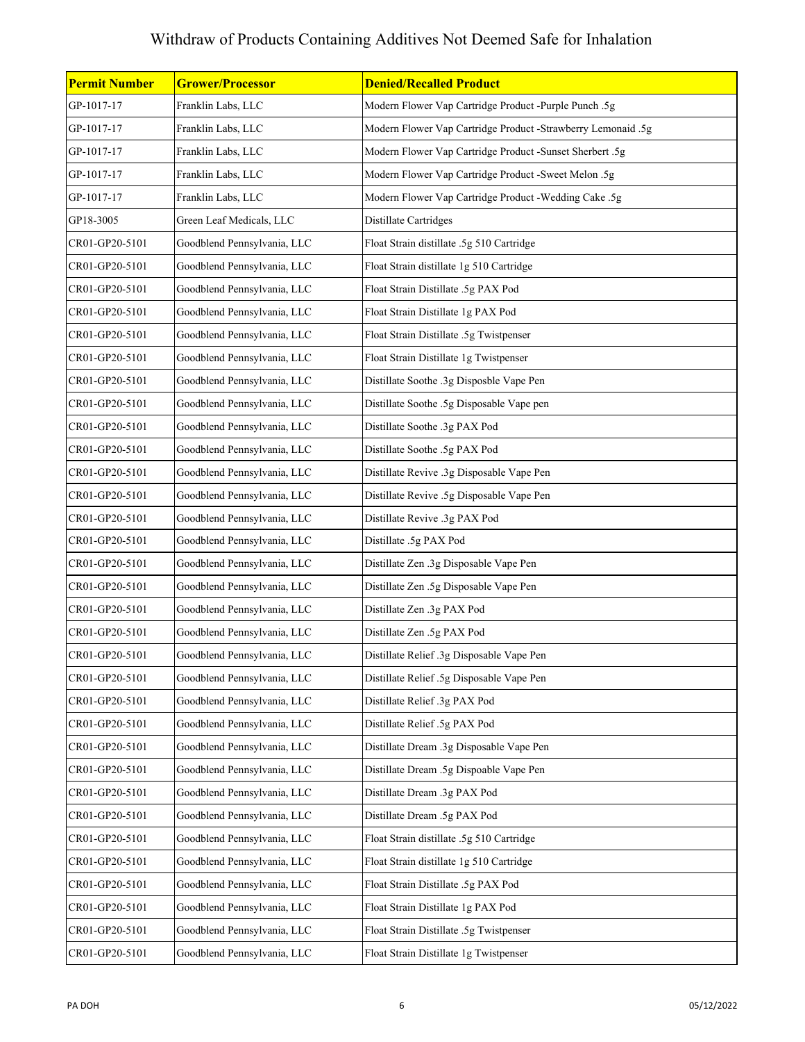# Withdraw of Products Containing Additives Not Deemed Safe for Inhalation

| Permit Number | Grower/Processor | Denied/Recalled Product |
|---|---|---|
| GP-1017-17 | Franklin Labs, LLC | Modern Flower Vap Cartridge Product -Purple Punch .5g |
| GP-1017-17 | Franklin Labs, LLC | Modern Flower Vap Cartridge Product -Strawberry Lemonaid .5g |
| GP-1017-17 | Franklin Labs, LLC | Modern Flower Vap Cartridge Product -Sunset Sherbert .5g |
| GP-1017-17 | Franklin Labs, LLC | Modern Flower Vap Cartridge Product -Sweet Melon .5g |
| GP-1017-17 | Franklin Labs, LLC | Modern Flower Vap Cartridge Product -Wedding Cake .5g |
| GP18-3005 | Green Leaf Medicals, LLC | Distillate Cartridges |
| CR01-GP20-5101 | Goodblend Pennsylvania, LLC | Float Strain distillate .5g 510 Cartridge |
| CR01-GP20-5101 | Goodblend Pennsylvania, LLC | Float Strain distillate 1g 510 Cartridge |
| CR01-GP20-5101 | Goodblend Pennsylvania, LLC | Float Strain Distillate .5g PAX Pod |
| CR01-GP20-5101 | Goodblend Pennsylvania, LLC | Float Strain Distillate 1g PAX Pod |
| CR01-GP20-5101 | Goodblend Pennsylvania, LLC | Float Strain Distillate .5g Twistpenser |
| CR01-GP20-5101 | Goodblend Pennsylvania, LLC | Float Strain Distillate 1g Twistpenser |
| CR01-GP20-5101 | Goodblend Pennsylvania, LLC | Distillate Soothe .3g Disposble Vape Pen |
| CR01-GP20-5101 | Goodblend Pennsylvania, LLC | Distillate Soothe .5g Disposable Vape pen |
| CR01-GP20-5101 | Goodblend Pennsylvania, LLC | Distillate Soothe .3g PAX Pod |
| CR01-GP20-5101 | Goodblend Pennsylvania, LLC | Distillate Soothe .5g PAX Pod |
| CR01-GP20-5101 | Goodblend Pennsylvania, LLC | Distillate Revive .3g Disposable Vape Pen |
| CR01-GP20-5101 | Goodblend Pennsylvania, LLC | Distillate Revive .5g Disposable Vape Pen |
| CR01-GP20-5101 | Goodblend Pennsylvania, LLC | Distillate Revive .3g PAX Pod |
| CR01-GP20-5101 | Goodblend Pennsylvania, LLC | Distillate .5g PAX Pod |
| CR01-GP20-5101 | Goodblend Pennsylvania, LLC | Distillate Zen .3g Disposable Vape Pen |
| CR01-GP20-5101 | Goodblend Pennsylvania, LLC | Distillate Zen .5g Disposable Vape Pen |
| CR01-GP20-5101 | Goodblend Pennsylvania, LLC | Distillate Zen .3g PAX Pod |
| CR01-GP20-5101 | Goodblend Pennsylvania, LLC | Distillate Zen .5g PAX Pod |
| CR01-GP20-5101 | Goodblend Pennsylvania, LLC | Distillate Relief .3g Disposable Vape Pen |
| CR01-GP20-5101 | Goodblend Pennsylvania, LLC | Distillate Relief .5g Disposable Vape Pen |
| CR01-GP20-5101 | Goodblend Pennsylvania, LLC | Distillate Relief .3g PAX Pod |
| CR01-GP20-5101 | Goodblend Pennsylvania, LLC | Distillate Relief .5g PAX Pod |
| CR01-GP20-5101 | Goodblend Pennsylvania, LLC | Distillate Dream .3g Disposable Vape Pen |
| CR01-GP20-5101 | Goodblend Pennsylvania, LLC | Distillate Dream .5g Dispoable Vape Pen |
| CR01-GP20-5101 | Goodblend Pennsylvania, LLC | Distillate Dream .3g PAX Pod |
| CR01-GP20-5101 | Goodblend Pennsylvania, LLC | Distillate Dream .5g PAX Pod |
| CR01-GP20-5101 | Goodblend Pennsylvania, LLC | Float Strain distillate .5g 510 Cartridge |
| CR01-GP20-5101 | Goodblend Pennsylvania, LLC | Float Strain distillate 1g 510 Cartridge |
| CR01-GP20-5101 | Goodblend Pennsylvania, LLC | Float Strain Distillate .5g PAX Pod |
| CR01-GP20-5101 | Goodblend Pennsylvania, LLC | Float Strain Distillate 1g PAX Pod |
| CR01-GP20-5101 | Goodblend Pennsylvania, LLC | Float Strain Distillate .5g Twistpenser |
| CR01-GP20-5101 | Goodblend Pennsylvania, LLC | Float Strain Distillate 1g Twistpenser |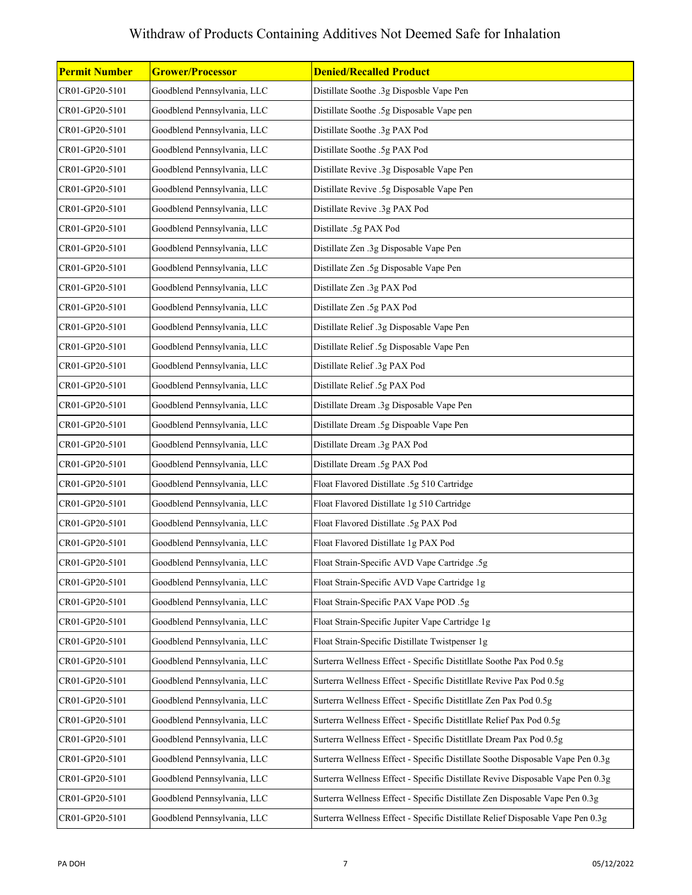# Withdraw of Products Containing Additives Not Deemed Safe for Inhalation

| Permit Number | Grower/Processor | Denied/Recalled Product |
|---|---|---|
| CR01-GP20-5101 | Goodblend Pennsylvania, LLC | Distillate Soothe .3g Disposble Vape Pen |
| CR01-GP20-5101 | Goodblend Pennsylvania, LLC | Distillate Soothe .5g Disposable Vape pen |
| CR01-GP20-5101 | Goodblend Pennsylvania, LLC | Distillate Soothe .3g PAX Pod |
| CR01-GP20-5101 | Goodblend Pennsylvania, LLC | Distillate Soothe .5g PAX Pod |
| CR01-GP20-5101 | Goodblend Pennsylvania, LLC | Distillate Revive .3g Disposable Vape Pen |
| CR01-GP20-5101 | Goodblend Pennsylvania, LLC | Distillate Revive .5g Disposable Vape Pen |
| CR01-GP20-5101 | Goodblend Pennsylvania, LLC | Distillate Revive .3g PAX Pod |
| CR01-GP20-5101 | Goodblend Pennsylvania, LLC | Distillate .5g PAX Pod |
| CR01-GP20-5101 | Goodblend Pennsylvania, LLC | Distillate Zen .3g Disposable Vape Pen |
| CR01-GP20-5101 | Goodblend Pennsylvania, LLC | Distillate Zen .5g Disposable Vape Pen |
| CR01-GP20-5101 | Goodblend Pennsylvania, LLC | Distillate Zen .3g PAX Pod |
| CR01-GP20-5101 | Goodblend Pennsylvania, LLC | Distillate Zen .5g PAX Pod |
| CR01-GP20-5101 | Goodblend Pennsylvania, LLC | Distillate Relief .3g Disposable Vape Pen |
| CR01-GP20-5101 | Goodblend Pennsylvania, LLC | Distillate Relief .5g Disposable Vape Pen |
| CR01-GP20-5101 | Goodblend Pennsylvania, LLC | Distillate Relief .3g PAX Pod |
| CR01-GP20-5101 | Goodblend Pennsylvania, LLC | Distillate Relief .5g PAX Pod |
| CR01-GP20-5101 | Goodblend Pennsylvania, LLC | Distillate Dream .3g Disposable Vape Pen |
| CR01-GP20-5101 | Goodblend Pennsylvania, LLC | Distillate Dream .5g Dispoable Vape Pen |
| CR01-GP20-5101 | Goodblend Pennsylvania, LLC | Distillate Dream .3g PAX Pod |
| CR01-GP20-5101 | Goodblend Pennsylvania, LLC | Distillate Dream .5g PAX Pod |
| CR01-GP20-5101 | Goodblend Pennsylvania, LLC | Float Flavored Distillate .5g 510 Cartridge |
| CR01-GP20-5101 | Goodblend Pennsylvania, LLC | Float Flavored Distillate 1g 510 Cartridge |
| CR01-GP20-5101 | Goodblend Pennsylvania, LLC | Float Flavored Distillate .5g PAX Pod |
| CR01-GP20-5101 | Goodblend Pennsylvania, LLC | Float Flavored Distillate 1g PAX Pod |
| CR01-GP20-5101 | Goodblend Pennsylvania, LLC | Float Strain-Specific AVD Vape Cartridge .5g |
| CR01-GP20-5101 | Goodblend Pennsylvania, LLC | Float Strain-Specific AVD Vape Cartridge 1g |
| CR01-GP20-5101 | Goodblend Pennsylvania, LLC | Float Strain-Specific PAX Vape POD .5g |
| CR01-GP20-5101 | Goodblend Pennsylvania, LLC | Float Strain-Specific Jupiter Vape Cartridge 1g |
| CR01-GP20-5101 | Goodblend Pennsylvania, LLC | Float Strain-Specific Distillate Twistpenser 1g |
| CR01-GP20-5101 | Goodblend Pennsylvania, LLC | Surterra Wellness Effect - Specific Distitllate Soothe Pax Pod 0.5g |
| CR01-GP20-5101 | Goodblend Pennsylvania, LLC | Surterra Wellness Effect - Specific Distitllate Revive Pax Pod 0.5g |
| CR01-GP20-5101 | Goodblend Pennsylvania, LLC | Surterra Wellness Effect - Specific Distitllate Zen Pax Pod 0.5g |
| CR01-GP20-5101 | Goodblend Pennsylvania, LLC | Surterra Wellness Effect - Specific Distitllate Relief Pax Pod 0.5g |
| CR01-GP20-5101 | Goodblend Pennsylvania, LLC | Surterra Wellness Effect - Specific Distitllate Dream Pax Pod 0.5g |
| CR01-GP20-5101 | Goodblend Pennsylvania, LLC | Surterra Wellness Effect - Specific Distillate Soothe Disposable Vape Pen 0.3g |
| CR01-GP20-5101 | Goodblend Pennsylvania, LLC | Surterra Wellness Effect - Specific Distillate Revive Disposable Vape Pen 0.3g |
| CR01-GP20-5101 | Goodblend Pennsylvania, LLC | Surterra Wellness Effect - Specific Distillate Zen Disposable Vape Pen 0.3g |
| CR01-GP20-5101 | Goodblend Pennsylvania, LLC | Surterra Wellness Effect - Specific Distillate Relief Disposable Vape Pen 0.3g |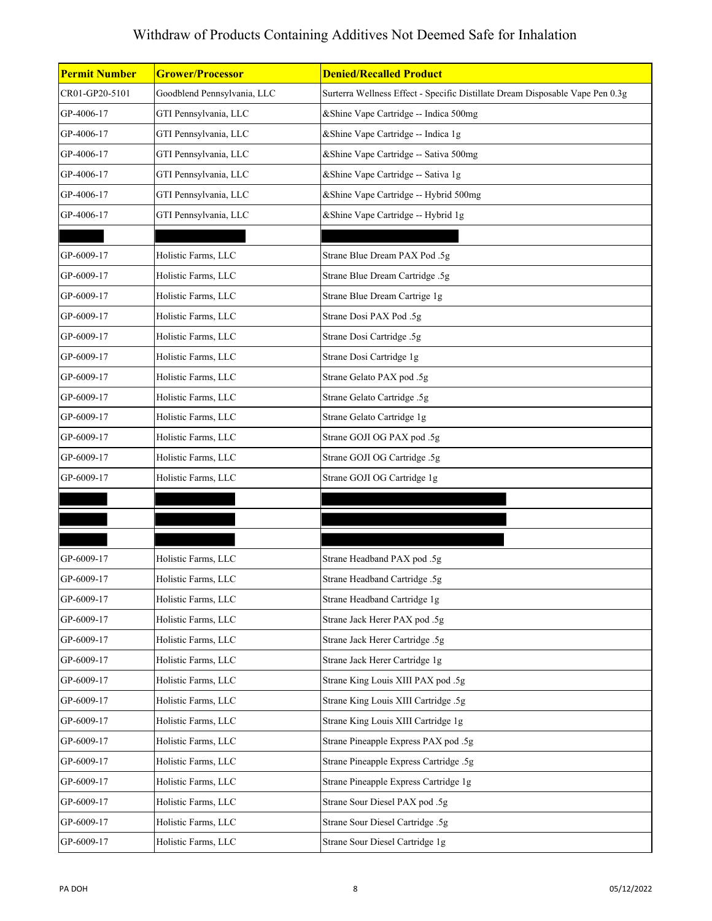# Withdraw of Products Containing Additives Not Deemed Safe for Inhalation

| Permit Number | Grower/Processor | Denied/Recalled Product |
|---|---|---|
| CR01-GP20-5101 | Goodblend Pennsylvania, LLC | Surterra Wellness Effect - Specific Distillate Dream Disposable Vape Pen 0.3g |
| GP-4006-17 | GTI Pennsylvania, LLC | &Shine Vape Cartridge -- Indica 500mg |
| GP-4006-17 | GTI Pennsylvania, LLC | &Shine Vape Cartridge -- Indica 1g |
| GP-4006-17 | GTI Pennsylvania, LLC | &Shine Vape Cartridge -- Sativa 500mg |
| GP-4006-17 | GTI Pennsylvania, LLC | &Shine Vape Cartridge -- Sativa 1g |
| GP-4006-17 | GTI Pennsylvania, LLC | &Shine Vape Cartridge -- Hybrid 500mg |
| GP-4006-17 | GTI Pennsylvania, LLC | &Shine Vape Cartridge -- Hybrid 1g |
| | | |
| GP-6009-17 | Holistic Farms, LLC | Strane Blue Dream PAX Pod .5g |
| GP-6009-17 | Holistic Farms, LLC | Strane Blue Dream Cartridge .5g |
| GP-6009-17 | Holistic Farms, LLC | Strane Blue Dream Cartrige 1g |
| GP-6009-17 | Holistic Farms, LLC | Strane Dosi PAX Pod .5g |
| GP-6009-17 | Holistic Farms, LLC | Strane Dosi Cartridge .5g |
| GP-6009-17 | Holistic Farms, LLC | Strane Dosi Cartridge 1g |
| GP-6009-17 | Holistic Farms, LLC | Strane Gelato PAX pod .5g |
| GP-6009-17 | Holistic Farms, LLC | Strane Gelato Cartridge .5g |
| GP-6009-17 | Holistic Farms, LLC | Strane Gelato Cartridge 1g |
| GP-6009-17 | Holistic Farms, LLC | Strane GOJI OG PAX pod .5g |
| GP-6009-17 | Holistic Farms, LLC | Strane GOJI OG Cartridge .5g |
| GP-6009-17 | Holistic Farms, LLC | Strane GOJI OG Cartridge 1g |
| | | |
| | | |
| | | |
| GP-6009-17 | Holistic Farms, LLC | Strane Headband PAX pod .5g |
| GP-6009-17 | Holistic Farms, LLC | Strane Headband Cartridge .5g |
| GP-6009-17 | Holistic Farms, LLC | Strane Headband Cartridge 1g |
| GP-6009-17 | Holistic Farms, LLC | Strane Jack Herer PAX pod .5g |
| GP-6009-17 | Holistic Farms, LLC | Strane Jack Herer Cartridge .5g |
| GP-6009-17 | Holistic Farms, LLC | Strane Jack Herer Cartridge 1g |
| GP-6009-17 | Holistic Farms, LLC | Strane King Louis XIII PAX pod .5g |
| GP-6009-17 | Holistic Farms, LLC | Strane King Louis XIII Cartridge .5g |
| GP-6009-17 | Holistic Farms, LLC | Strane King Louis XIII Cartridge 1g |
| GP-6009-17 | Holistic Farms, LLC | Strane Pineapple Express PAX pod .5g |
| GP-6009-17 | Holistic Farms, LLC | Strane Pineapple Express Cartridge .5g |
| GP-6009-17 | Holistic Farms, LLC | Strane Pineapple Express Cartridge 1g |
| GP-6009-17 | Holistic Farms, LLC | Strane Sour Diesel PAX pod .5g |
| GP-6009-17 | Holistic Farms, LLC | Strane Sour Diesel Cartridge .5g |
| GP-6009-17 | Holistic Farms, LLC | Strane Sour Diesel Cartridge 1g |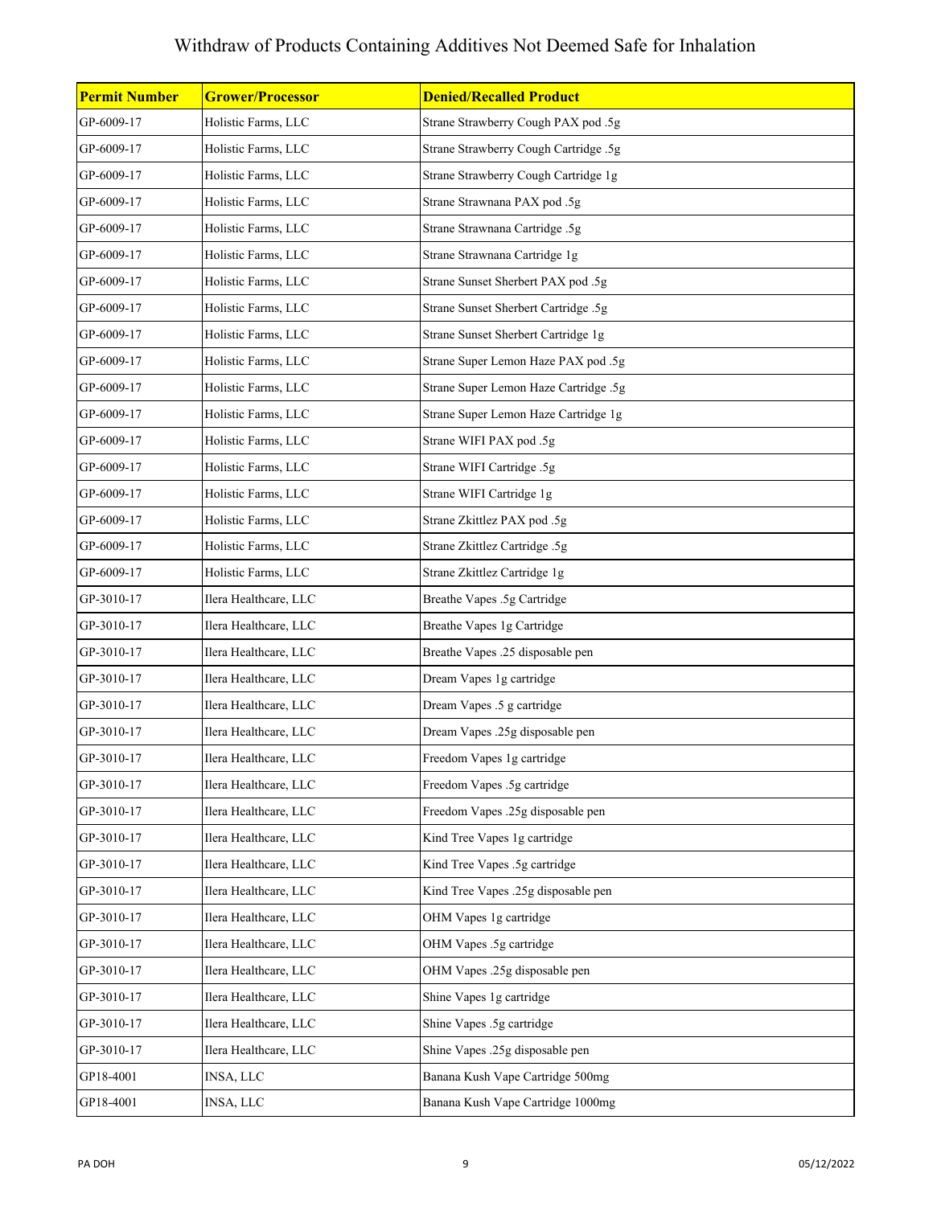# Withdraw of Products Containing Additives Not Deemed Safe for Inhalation

| Permit Number | Grower/Processor | Denied/Recalled Product |
|---|---|---|
| GP-6009-17 | Holistic Farms, LLC | Strane Strawberry Cough PAX pod .5g |
| GP-6009-17 | Holistic Farms, LLC | Strane Strawberry Cough Cartridge .5g |
| GP-6009-17 | Holistic Farms, LLC | Strane Strawberry Cough Cartridge 1g |
| GP-6009-17 | Holistic Farms, LLC | Strane Strawnana PAX pod .5g |
| GP-6009-17 | Holistic Farms, LLC | Strane Strawnana Cartridge .5g |
| GP-6009-17 | Holistic Farms, LLC | Strane Strawnana Cartridge 1g |
| GP-6009-17 | Holistic Farms, LLC | Strane Sunset Sherbert PAX pod .5g |
| GP-6009-17 | Holistic Farms, LLC | Strane Sunset Sherbert Cartridge .5g |
| GP-6009-17 | Holistic Farms, LLC | Strane Sunset Sherbert Cartridge 1g |
| GP-6009-17 | Holistic Farms, LLC | Strane Super Lemon Haze PAX pod .5g |
| GP-6009-17 | Holistic Farms, LLC | Strane Super Lemon Haze Cartridge .5g |
| GP-6009-17 | Holistic Farms, LLC | Strane Super Lemon Haze Cartridge 1g |
| GP-6009-17 | Holistic Farms, LLC | Strane WIFI PAX pod .5g |
| GP-6009-17 | Holistic Farms, LLC | Strane WIFI Cartridge .5g |
| GP-6009-17 | Holistic Farms, LLC | Strane WIFI Cartridge 1g |
| GP-6009-17 | Holistic Farms, LLC | Strane Zkittlez PAX pod .5g |
| GP-6009-17 | Holistic Farms, LLC | Strane Zkittlez Cartridge .5g |
| GP-6009-17 | Holistic Farms, LLC | Strane Zkittlez Cartridge 1g |
| GP-3010-17 | Ilera Healthcare, LLC | Breathe Vapes .5g Cartridge |
| GP-3010-17 | Ilera Healthcare, LLC | Breathe Vapes 1g Cartridge |
| GP-3010-17 | Ilera Healthcare, LLC | Breathe Vapes .25 disposable pen |
| GP-3010-17 | Ilera Healthcare, LLC | Dream Vapes 1g cartridge |
| GP-3010-17 | Ilera Healthcare, LLC | Dream Vapes .5 g cartridge |
| GP-3010-17 | Ilera Healthcare, LLC | Dream Vapes .25g disposable pen |
| GP-3010-17 | Ilera Healthcare, LLC | Freedom Vapes 1g cartridge |
| GP-3010-17 | Ilera Healthcare, LLC | Freedom Vapes .5g cartridge |
| GP-3010-17 | Ilera Healthcare, LLC | Freedom Vapes .25g disposable pen |
| GP-3010-17 | Ilera Healthcare, LLC | Kind Tree Vapes 1g cartridge |
| GP-3010-17 | Ilera Healthcare, LLC | Kind Tree Vapes .5g cartridge |
| GP-3010-17 | Ilera Healthcare, LLC | Kind Tree Vapes .25g disposable pen |
| GP-3010-17 | Ilera Healthcare, LLC | OHM Vapes 1g cartridge |
| GP-3010-17 | Ilera Healthcare, LLC | OHM Vapes .5g cartridge |
| GP-3010-17 | Ilera Healthcare, LLC | OHM Vapes .25g disposable pen |
| GP-3010-17 | Ilera Healthcare, LLC | Shine Vapes 1g cartridge |
| GP-3010-17 | Ilera Healthcare, LLC | Shine Vapes .5g cartridge |
| GP-3010-17 | Ilera Healthcare, LLC | Shine Vapes .25g disposable pen |
| GP18-4001 | INSA, LLC | Banana Kush Vape Cartridge 500mg |
| GP18-4001 | INSA, LLC | Banana Kush Vape Cartridge 1000mg |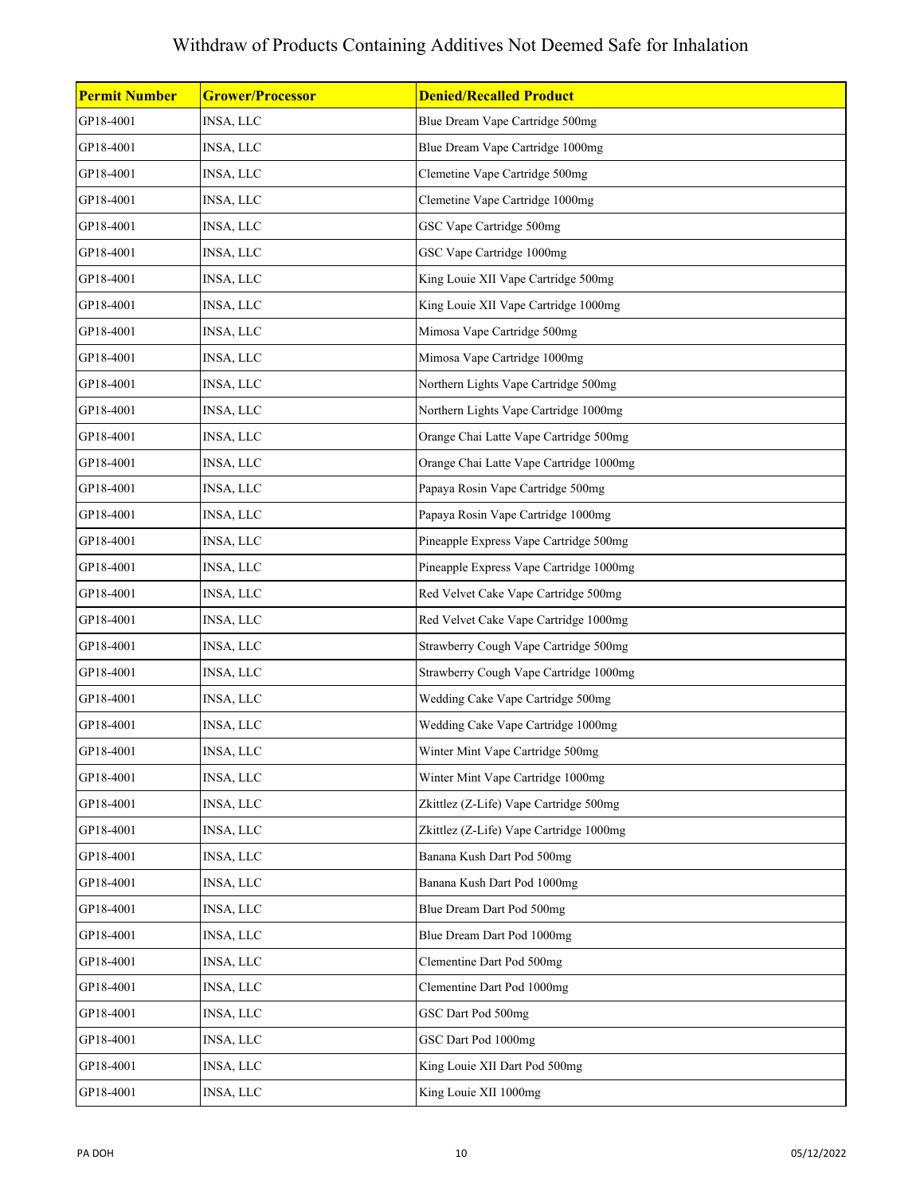# Withdraw of Products Containing Additives Not Deemed Safe for Inhalation

| Permit Number | Grower/Processor | Denied/Recalled Product |
|---|---|---|
| GP18-4001 | INSA, LLC | Blue Dream Vape Cartridge 500mg |
| GP18-4001 | INSA, LLC | Blue Dream Vape Cartridge 1000mg |
| GP18-4001 | INSA, LLC | Clemetine Vape Cartridge 500mg |
| GP18-4001 | INSA, LLC | Clemetine Vape Cartridge 1000mg |
| GP18-4001 | INSA, LLC | GSC Vape Cartridge 500mg |
| GP18-4001 | INSA, LLC | GSC Vape Cartridge 1000mg |
| GP18-4001 | INSA, LLC | King Louie XII Vape Cartridge 500mg |
| GP18-4001 | INSA, LLC | King Louie XII Vape Cartridge 1000mg |
| GP18-4001 | INSA, LLC | Mimosa Vape Cartridge 500mg |
| GP18-4001 | INSA, LLC | Mimosa Vape Cartridge 1000mg |
| GP18-4001 | INSA, LLC | Northern Lights Vape Cartridge 500mg |
| GP18-4001 | INSA, LLC | Northern Lights Vape Cartridge 1000mg |
| GP18-4001 | INSA, LLC | Orange Chai Latte Vape Cartridge 500mg |
| GP18-4001 | INSA, LLC | Orange Chai Latte Vape Cartridge 1000mg |
| GP18-4001 | INSA, LLC | Papaya Rosin Vape Cartridge 500mg |
| GP18-4001 | INSA, LLC | Papaya Rosin Vape Cartridge 1000mg |
| GP18-4001 | INSA, LLC | Pineapple Express Vape Cartridge 500mg |
| GP18-4001 | INSA, LLC | Pineapple Express Vape Cartridge 1000mg |
| GP18-4001 | INSA, LLC | Red Velvet Cake Vape Cartridge 500mg |
| GP18-4001 | INSA, LLC | Red Velvet Cake Vape Cartridge 1000mg |
| GP18-4001 | INSA, LLC | Strawberry Cough Vape Cartridge 500mg |
| GP18-4001 | INSA, LLC | Strawberry Cough Vape Cartridge 1000mg |
| GP18-4001 | INSA, LLC | Wedding Cake Vape Cartridge 500mg |
| GP18-4001 | INSA, LLC | Wedding Cake Vape Cartridge 1000mg |
| GP18-4001 | INSA, LLC | Winter Mint Vape Cartridge 500mg |
| GP18-4001 | INSA, LLC | Winter Mint Vape Cartridge 1000mg |
| GP18-4001 | INSA, LLC | Zkittlez (Z-Life) Vape Cartridge 500mg |
| GP18-4001 | INSA, LLC | Zkittlez (Z-Life) Vape Cartridge 1000mg |
| GP18-4001 | INSA, LLC | Banana Kush Dart Pod 500mg |
| GP18-4001 | INSA, LLC | Banana Kush Dart Pod 1000mg |
| GP18-4001 | INSA, LLC | Blue Dream Dart Pod 500mg |
| GP18-4001 | INSA, LLC | Blue Dream Dart Pod 1000mg |
| GP18-4001 | INSA, LLC | Clementine Dart Pod 500mg |
| GP18-4001 | INSA, LLC | Clementine Dart Pod 1000mg |
| GP18-4001 | INSA, LLC | GSC Dart Pod 500mg |
| GP18-4001 | INSA, LLC | GSC Dart Pod 1000mg |
| GP18-4001 | INSA, LLC | King Louie XII Dart Pod 500mg |
| GP18-4001 | INSA, LLC | King Louie XII 1000mg |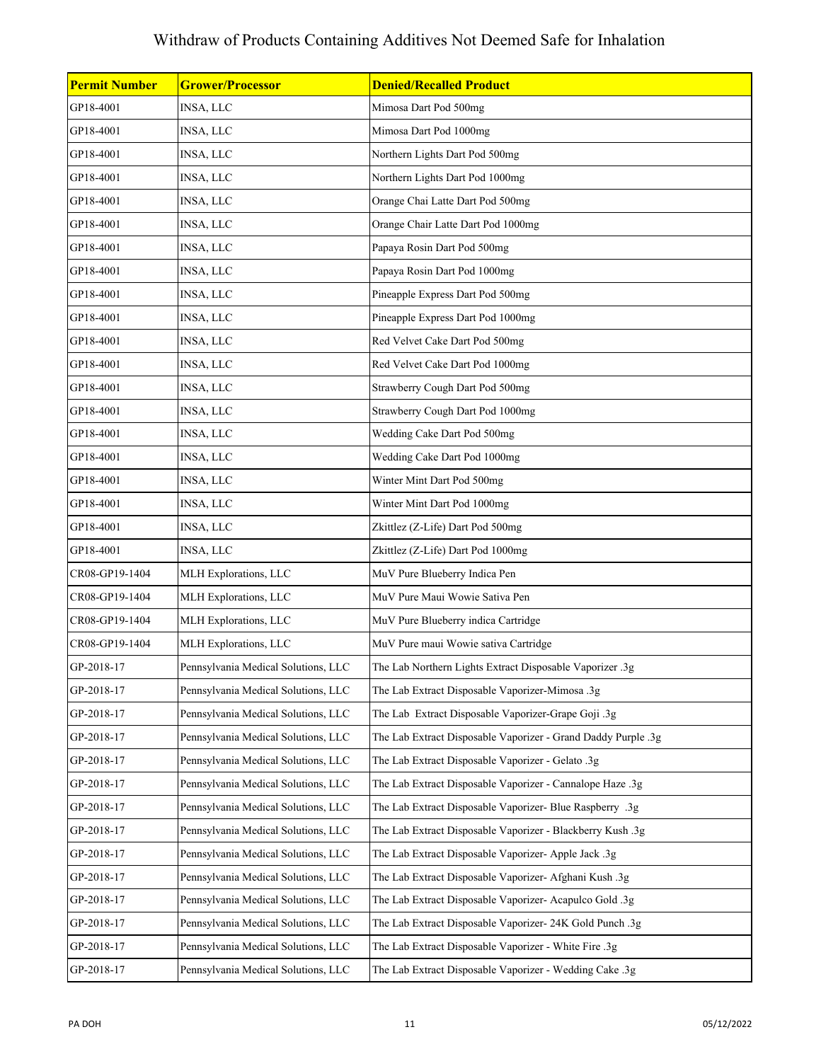# Withdraw of Products Containing Additives Not Deemed Safe for Inhalation

| Permit Number | Grower/Processor | Denied/Recalled Product |
|---|---|---|
| GP18-4001 | INSA, LLC | Mimosa Dart Pod 500mg |
| GP18-4001 | INSA, LLC | Mimosa Dart Pod 1000mg |
| GP18-4001 | INSA, LLC | Northern Lights Dart Pod 500mg |
| GP18-4001 | INSA, LLC | Northern Lights Dart Pod 1000mg |
| GP18-4001 | INSA, LLC | Orange Chai Latte Dart Pod 500mg |
| GP18-4001 | INSA, LLC | Orange Chair Latte Dart Pod 1000mg |
| GP18-4001 | INSA, LLC | Papaya Rosin Dart Pod 500mg |
| GP18-4001 | INSA, LLC | Papaya Rosin Dart Pod 1000mg |
| GP18-4001 | INSA, LLC | Pineapple Express Dart Pod 500mg |
| GP18-4001 | INSA, LLC | Pineapple Express Dart Pod 1000mg |
| GP18-4001 | INSA, LLC | Red Velvet Cake Dart Pod 500mg |
| GP18-4001 | INSA, LLC | Red Velvet Cake Dart Pod 1000mg |
| GP18-4001 | INSA, LLC | Strawberry Cough Dart Pod 500mg |
| GP18-4001 | INSA, LLC | Strawberry Cough Dart Pod 1000mg |
| GP18-4001 | INSA, LLC | Wedding Cake Dart Pod 500mg |
| GP18-4001 | INSA, LLC | Wedding Cake Dart Pod 1000mg |
| GP18-4001 | INSA, LLC | Winter Mint Dart Pod 500mg |
| GP18-4001 | INSA, LLC | Winter Mint Dart Pod 1000mg |
| GP18-4001 | INSA, LLC | Zkittlez (Z-Life) Dart Pod 500mg |
| GP18-4001 | INSA, LLC | Zkittlez (Z-Life) Dart Pod 1000mg |
| CR08-GP19-1404 | MLH Explorations, LLC | MuV Pure Blueberry Indica Pen |
| CR08-GP19-1404 | MLH Explorations, LLC | MuV Pure Maui Wowie Sativa Pen |
| CR08-GP19-1404 | MLH Explorations, LLC | MuV Pure Blueberry indica Cartridge |
| CR08-GP19-1404 | MLH Explorations, LLC | MuV Pure maui Wowie sativa Cartridge |
| GP-2018-17 | Pennsylvania Medical Solutions, LLC | The Lab Northern Lights Extract Disposable Vaporizer .3g |
| GP-2018-17 | Pennsylvania Medical Solutions, LLC | The Lab Extract Disposable Vaporizer-Mimosa .3g |
| GP-2018-17 | Pennsylvania Medical Solutions, LLC | The Lab Extract Disposable Vaporizer-Grape Goji .3g |
| GP-2018-17 | Pennsylvania Medical Solutions, LLC | The Lab Extract Disposable Vaporizer - Grand Daddy Purple .3g |
| GP-2018-17 | Pennsylvania Medical Solutions, LLC | The Lab Extract Disposable Vaporizer - Gelato .3g |
| GP-2018-17 | Pennsylvania Medical Solutions, LLC | The Lab Extract Disposable Vaporizer - Cannalope Haze .3g |
| GP-2018-17 | Pennsylvania Medical Solutions, LLC | The Lab Extract Disposable Vaporizer- Blue Raspberry .3g |
| GP-2018-17 | Pennsylvania Medical Solutions, LLC | The Lab Extract Disposable Vaporizer - Blackberry Kush .3g |
| GP-2018-17 | Pennsylvania Medical Solutions, LLC | The Lab Extract Disposable Vaporizer- Apple Jack .3g |
| GP-2018-17 | Pennsylvania Medical Solutions, LLC | The Lab Extract Disposable Vaporizer- Afghani Kush .3g |
| GP-2018-17 | Pennsylvania Medical Solutions, LLC | The Lab Extract Disposable Vaporizer- Acapulco Gold .3g |
| GP-2018-17 | Pennsylvania Medical Solutions, LLC | The Lab Extract Disposable Vaporizer- 24K Gold Punch .3g |
| GP-2018-17 | Pennsylvania Medical Solutions, LLC | The Lab Extract Disposable Vaporizer - White Fire .3g |
| GP-2018-17 | Pennsylvania Medical Solutions, LLC | The Lab Extract Disposable Vaporizer - Wedding Cake .3g |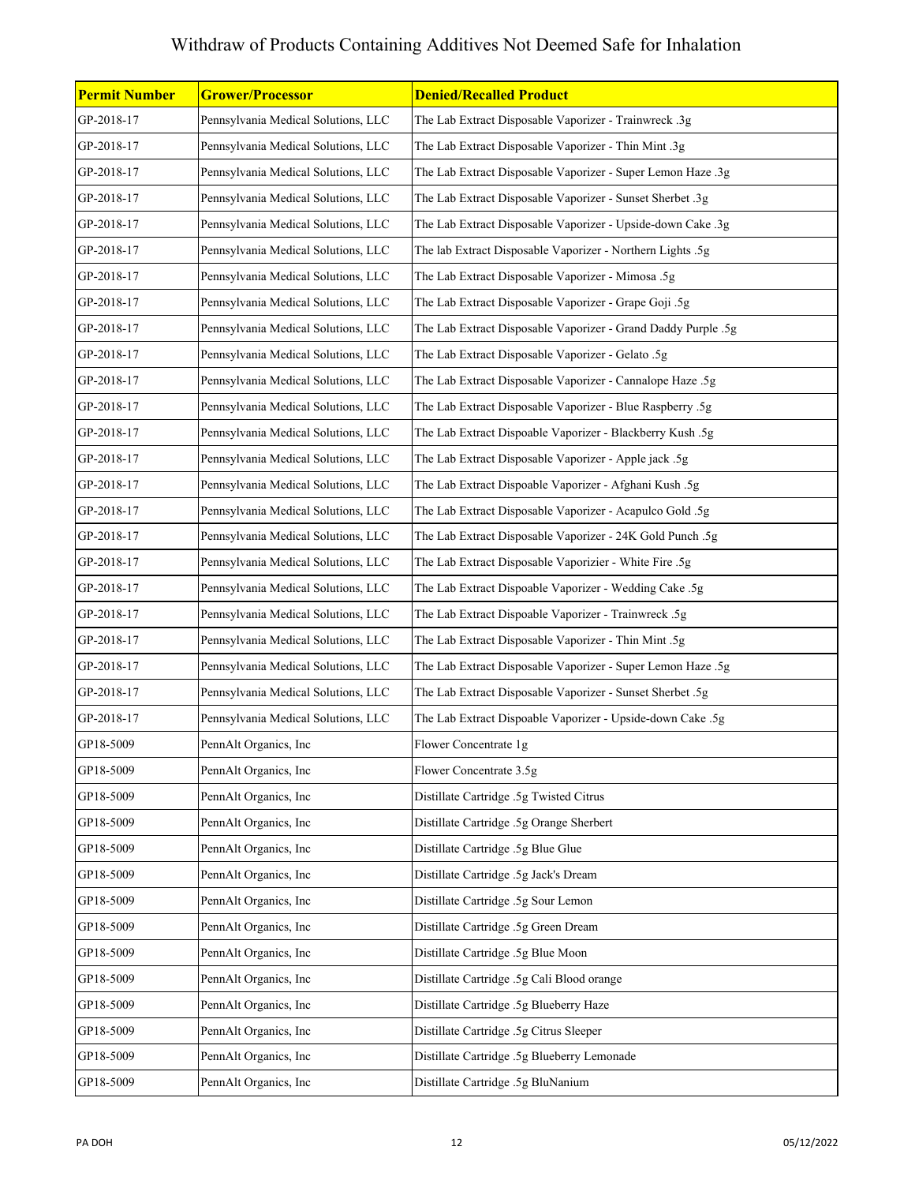# Withdraw of Products Containing Additives Not Deemed Safe for Inhalation

| Permit Number | Grower/Processor | Denied/Recalled Product |
|---|---|---|
| GP-2018-17 | Pennsylvania Medical Solutions, LLC | The Lab Extract Disposable Vaporizer - Trainwreck .3g |
| GP-2018-17 | Pennsylvania Medical Solutions, LLC | The Lab Extract Disposable Vaporizer - Thin Mint .3g |
| GP-2018-17 | Pennsylvania Medical Solutions, LLC | The Lab Extract Disposable Vaporizer - Super Lemon Haze .3g |
| GP-2018-17 | Pennsylvania Medical Solutions, LLC | The Lab Extract Disposable Vaporizer - Sunset Sherbet .3g |
| GP-2018-17 | Pennsylvania Medical Solutions, LLC | The Lab Extract Disposable Vaporizer - Upside-down Cake .3g |
| GP-2018-17 | Pennsylvania Medical Solutions, LLC | The lab Extract Disposable Vaporizer - Northern Lights .5g |
| GP-2018-17 | Pennsylvania Medical Solutions, LLC | The Lab Extract Disposable Vaporizer - Mimosa .5g |
| GP-2018-17 | Pennsylvania Medical Solutions, LLC | The Lab Extract Disposable Vaporizer - Grape Goji .5g |
| GP-2018-17 | Pennsylvania Medical Solutions, LLC | The Lab Extract Disposable Vaporizer - Grand Daddy Purple .5g |
| GP-2018-17 | Pennsylvania Medical Solutions, LLC | The Lab Extract Disposable Vaporizer - Gelato .5g |
| GP-2018-17 | Pennsylvania Medical Solutions, LLC | The Lab Extract Disposable Vaporizer - Cannalope Haze .5g |
| GP-2018-17 | Pennsylvania Medical Solutions, LLC | The Lab Extract Disposable Vaporizer - Blue Raspberry .5g |
| GP-2018-17 | Pennsylvania Medical Solutions, LLC | The Lab Extract Dispoable Vaporizer - Blackberry Kush .5g |
| GP-2018-17 | Pennsylvania Medical Solutions, LLC | The Lab Extract Disposable Vaporizer - Apple jack .5g |
| GP-2018-17 | Pennsylvania Medical Solutions, LLC | The Lab Extract Dispoable Vaporizer - Afghani Kush .5g |
| GP-2018-17 | Pennsylvania Medical Solutions, LLC | The Lab Extract Disposable Vaporizer - Acapulco Gold .5g |
| GP-2018-17 | Pennsylvania Medical Solutions, LLC | The Lab Extract Disposable Vaporizer - 24K Gold Punch .5g |
| GP-2018-17 | Pennsylvania Medical Solutions, LLC | The Lab Extract Disposable Vaporizier - White Fire .5g |
| GP-2018-17 | Pennsylvania Medical Solutions, LLC | The Lab Extract Dispoable Vaporizer - Wedding Cake .5g |
| GP-2018-17 | Pennsylvania Medical Solutions, LLC | The Lab Extract Dispoable Vaporizer - Trainwreck .5g |
| GP-2018-17 | Pennsylvania Medical Solutions, LLC | The Lab Extract Disposable Vaporizer - Thin Mint .5g |
| GP-2018-17 | Pennsylvania Medical Solutions, LLC | The Lab Extract Disposable Vaporizer - Super Lemon Haze .5g |
| GP-2018-17 | Pennsylvania Medical Solutions, LLC | The Lab Extract Disposable Vaporizer - Sunset Sherbet .5g |
| GP-2018-17 | Pennsylvania Medical Solutions, LLC | The Lab Extract Dispoable Vaporizer - Upside-down Cake .5g |
| GP18-5009 | PennAlt Organics, Inc | Flower Concentrate 1g |
| GP18-5009 | PennAlt Organics, Inc | Flower Concentrate 3.5g |
| GP18-5009 | PennAlt Organics, Inc | Distillate Cartridge .5g Twisted Citrus |
| GP18-5009 | PennAlt Organics, Inc | Distillate Cartridge .5g Orange Sherbert |
| GP18-5009 | PennAlt Organics, Inc | Distillate Cartridge .5g Blue Glue |
| GP18-5009 | PennAlt Organics, Inc | Distillate Cartridge .5g Jack's Dream |
| GP18-5009 | PennAlt Organics, Inc | Distillate Cartridge .5g Sour Lemon |
| GP18-5009 | PennAlt Organics, Inc | Distillate Cartridge .5g Green Dream |
| GP18-5009 | PennAlt Organics, Inc | Distillate Cartridge .5g Blue Moon |
| GP18-5009 | PennAlt Organics, Inc | Distillate Cartridge .5g Cali Blood orange |
| GP18-5009 | PennAlt Organics, Inc | Distillate Cartridge .5g Blueberry Haze |
| GP18-5009 | PennAlt Organics, Inc | Distillate Cartridge .5g Citrus Sleeper |
| GP18-5009 | PennAlt Organics, Inc | Distillate Cartridge .5g Blueberry Lemonade |
| GP18-5009 | PennAlt Organics, Inc | Distillate Cartridge .5g BluNanium |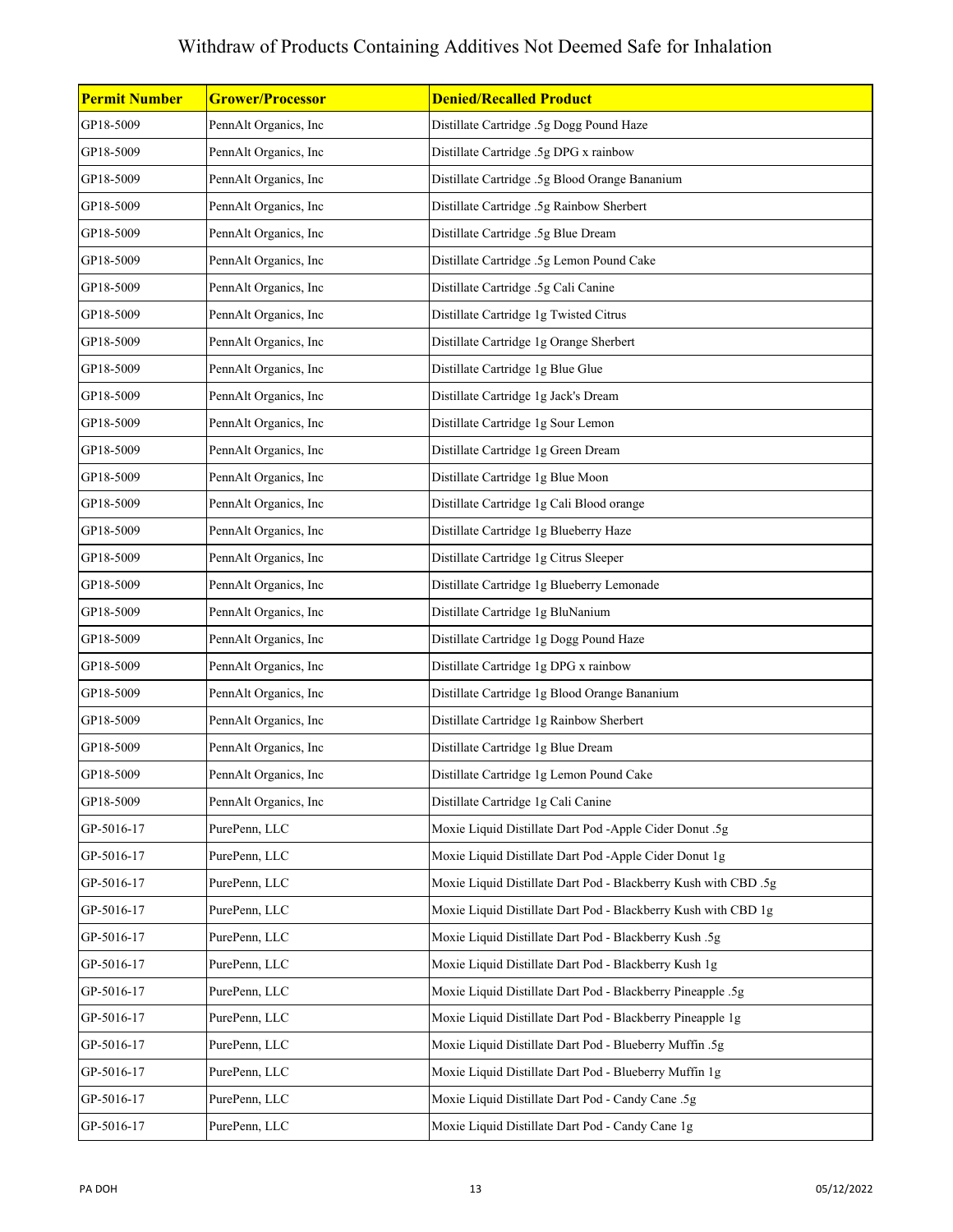# Withdraw of Products Containing Additives Not Deemed Safe for Inhalation

| Permit Number | Grower/Processor | Denied/Recalled Product |
| --- | --- | --- |
| GP18-5009 | PennAlt Organics, Inc | Distillate Cartridge .5g Dogg Pound Haze |
| GP18-5009 | PennAlt Organics, Inc | Distillate Cartridge .5g DPG x rainbow |
| GP18-5009 | PennAlt Organics, Inc | Distillate Cartridge .5g Blood Orange Bananium |
| GP18-5009 | PennAlt Organics, Inc | Distillate Cartridge .5g Rainbow Sherbert |
| GP18-5009 | PennAlt Organics, Inc | Distillate Cartridge .5g Blue Dream |
| GP18-5009 | PennAlt Organics, Inc | Distillate Cartridge .5g Lemon Pound Cake |
| GP18-5009 | PennAlt Organics, Inc | Distillate Cartridge .5g Cali Canine |
| GP18-5009 | PennAlt Organics, Inc | Distillate Cartridge 1g Twisted Citrus |
| GP18-5009 | PennAlt Organics, Inc | Distillate Cartridge 1g Orange Sherbert |
| GP18-5009 | PennAlt Organics, Inc | Distillate Cartridge 1g Blue Glue |
| GP18-5009 | PennAlt Organics, Inc | Distillate Cartridge 1g Jack's Dream |
| GP18-5009 | PennAlt Organics, Inc | Distillate Cartridge 1g Sour Lemon |
| GP18-5009 | PennAlt Organics, Inc | Distillate Cartridge 1g Green Dream |
| GP18-5009 | PennAlt Organics, Inc | Distillate Cartridge 1g Blue Moon |
| GP18-5009 | PennAlt Organics, Inc | Distillate Cartridge 1g Cali Blood orange |
| GP18-5009 | PennAlt Organics, Inc | Distillate Cartridge 1g Blueberry Haze |
| GP18-5009 | PennAlt Organics, Inc | Distillate Cartridge 1g Citrus Sleeper |
| GP18-5009 | PennAlt Organics, Inc | Distillate Cartridge 1g Blueberry Lemonade |
| GP18-5009 | PennAlt Organics, Inc | Distillate Cartridge 1g BluNanium |
| GP18-5009 | PennAlt Organics, Inc | Distillate Cartridge 1g Dogg Pound Haze |
| GP18-5009 | PennAlt Organics, Inc | Distillate Cartridge 1g DPG x rainbow |
| GP18-5009 | PennAlt Organics, Inc | Distillate Cartridge 1g Blood Orange Bananium |
| GP18-5009 | PennAlt Organics, Inc | Distillate Cartridge 1g Rainbow Sherbert |
| GP18-5009 | PennAlt Organics, Inc | Distillate Cartridge 1g Blue Dream |
| GP18-5009 | PennAlt Organics, Inc | Distillate Cartridge 1g Lemon Pound Cake |
| GP18-5009 | PennAlt Organics, Inc | Distillate Cartridge 1g Cali Canine |
| GP-5016-17 | PurePenn, LLC | Moxie Liquid Distillate Dart Pod -Apple Cider Donut .5g |
| GP-5016-17 | PurePenn, LLC | Moxie Liquid Distillate Dart Pod -Apple Cider Donut 1g |
| GP-5016-17 | PurePenn, LLC | Moxie Liquid Distillate Dart Pod - Blackberry Kush with CBD .5g |
| GP-5016-17 | PurePenn, LLC | Moxie Liquid Distillate Dart Pod - Blackberry Kush with CBD 1g |
| GP-5016-17 | PurePenn, LLC | Moxie Liquid Distillate Dart Pod - Blackberry Kush .5g |
| GP-5016-17 | PurePenn, LLC | Moxie Liquid Distillate Dart Pod - Blackberry Kush 1g |
| GP-5016-17 | PurePenn, LLC | Moxie Liquid Distillate Dart Pod - Blackberry Pineapple .5g |
| GP-5016-17 | PurePenn, LLC | Moxie Liquid Distillate Dart Pod - Blackberry Pineapple 1g |
| GP-5016-17 | PurePenn, LLC | Moxie Liquid Distillate Dart Pod - Blueberry Muffin .5g |
| GP-5016-17 | PurePenn, LLC | Moxie Liquid Distillate Dart Pod - Blueberry Muffin 1g |
| GP-5016-17 | PurePenn, LLC | Moxie Liquid Distillate Dart Pod - Candy Cane .5g |
| GP-5016-17 | PurePenn, LLC | Moxie Liquid Distillate Dart Pod - Candy Cane 1g |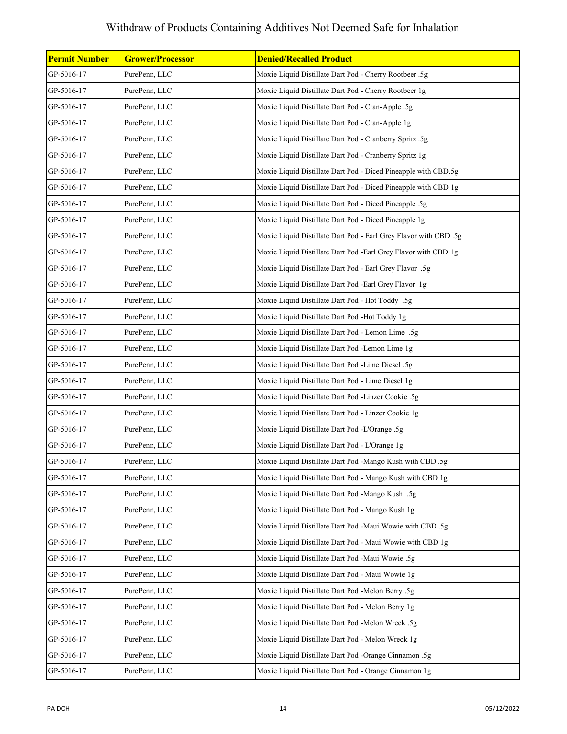# Withdraw of Products Containing Additives Not Deemed Safe for Inhalation

| Permit Number | Grower/Processor | Denied/Recalled Product |
|---|---|---|
| GP-5016-17 | PurePenn, LLC | Moxie Liquid Distillate Dart Pod - Cherry Rootbeer .5g |
| GP-5016-17 | PurePenn, LLC | Moxie Liquid Distillate Dart Pod - Cherry Rootbeer 1g |
| GP-5016-17 | PurePenn, LLC | Moxie Liquid Distillate Dart Pod - Cran-Apple .5g |
| GP-5016-17 | PurePenn, LLC | Moxie Liquid Distillate Dart Pod - Cran-Apple 1g |
| GP-5016-17 | PurePenn, LLC | Moxie Liquid Distillate Dart Pod - Cranberry Spritz .5g |
| GP-5016-17 | PurePenn, LLC | Moxie Liquid Distillate Dart Pod - Cranberry Spritz 1g |
| GP-5016-17 | PurePenn, LLC | Moxie Liquid Distillate Dart Pod - Diced Pineapple with CBD.5g |
| GP-5016-17 | PurePenn, LLC | Moxie Liquid Distillate Dart Pod - Diced Pineapple with CBD 1g |
| GP-5016-17 | PurePenn, LLC | Moxie Liquid Distillate Dart Pod - Diced Pineapple .5g |
| GP-5016-17 | PurePenn, LLC | Moxie Liquid Distillate Dart Pod - Diced Pineapple 1g |
| GP-5016-17 | PurePenn, LLC | Moxie Liquid Distillate Dart Pod - Earl Grey Flavor with CBD .5g |
| GP-5016-17 | PurePenn, LLC | Moxie Liquid Distillate Dart Pod -Earl Grey Flavor with CBD 1g |
| GP-5016-17 | PurePenn, LLC | Moxie Liquid Distillate Dart Pod - Earl Grey Flavor .5g |
| GP-5016-17 | PurePenn, LLC | Moxie Liquid Distillate Dart Pod -Earl Grey Flavor 1g |
| GP-5016-17 | PurePenn, LLC | Moxie Liquid Distillate Dart Pod - Hot Toddy .5g |
| GP-5016-17 | PurePenn, LLC | Moxie Liquid Distillate Dart Pod -Hot Toddy 1g |
| GP-5016-17 | PurePenn, LLC | Moxie Liquid Distillate Dart Pod - Lemon Lime .5g |
| GP-5016-17 | PurePenn, LLC | Moxie Liquid Distillate Dart Pod -Lemon Lime 1g |
| GP-5016-17 | PurePenn, LLC | Moxie Liquid Distillate Dart Pod -Lime Diesel .5g |
| GP-5016-17 | PurePenn, LLC | Moxie Liquid Distillate Dart Pod - Lime Diesel 1g |
| GP-5016-17 | PurePenn, LLC | Moxie Liquid Distillate Dart Pod -Linzer Cookie .5g |
| GP-5016-17 | PurePenn, LLC | Moxie Liquid Distillate Dart Pod - Linzer Cookie 1g |
| GP-5016-17 | PurePenn, LLC | Moxie Liquid Distillate Dart Pod -L'Orange .5g |
| GP-5016-17 | PurePenn, LLC | Moxie Liquid Distillate Dart Pod - L'Orange 1g |
| GP-5016-17 | PurePenn, LLC | Moxie Liquid Distillate Dart Pod -Mango Kush with CBD .5g |
| GP-5016-17 | PurePenn, LLC | Moxie Liquid Distillate Dart Pod - Mango Kush with CBD 1g |
| GP-5016-17 | PurePenn, LLC | Moxie Liquid Distillate Dart Pod -Mango Kush .5g |
| GP-5016-17 | PurePenn, LLC | Moxie Liquid Distillate Dart Pod - Mango Kush 1g |
| GP-5016-17 | PurePenn, LLC | Moxie Liquid Distillate Dart Pod -Maui Wowie with CBD .5g |
| GP-5016-17 | PurePenn, LLC | Moxie Liquid Distillate Dart Pod - Maui Wowie with CBD 1g |
| GP-5016-17 | PurePenn, LLC | Moxie Liquid Distillate Dart Pod -Maui Wowie .5g |
| GP-5016-17 | PurePenn, LLC | Moxie Liquid Distillate Dart Pod - Maui Wowie 1g |
| GP-5016-17 | PurePenn, LLC | Moxie Liquid Distillate Dart Pod -Melon Berry .5g |
| GP-5016-17 | PurePenn, LLC | Moxie Liquid Distillate Dart Pod - Melon Berry 1g |
| GP-5016-17 | PurePenn, LLC | Moxie Liquid Distillate Dart Pod -Melon Wreck .5g |
| GP-5016-17 | PurePenn, LLC | Moxie Liquid Distillate Dart Pod - Melon Wreck 1g |
| GP-5016-17 | PurePenn, LLC | Moxie Liquid Distillate Dart Pod -Orange Cinnamon .5g |
| GP-5016-17 | PurePenn, LLC | Moxie Liquid Distillate Dart Pod - Orange Cinnamon 1g |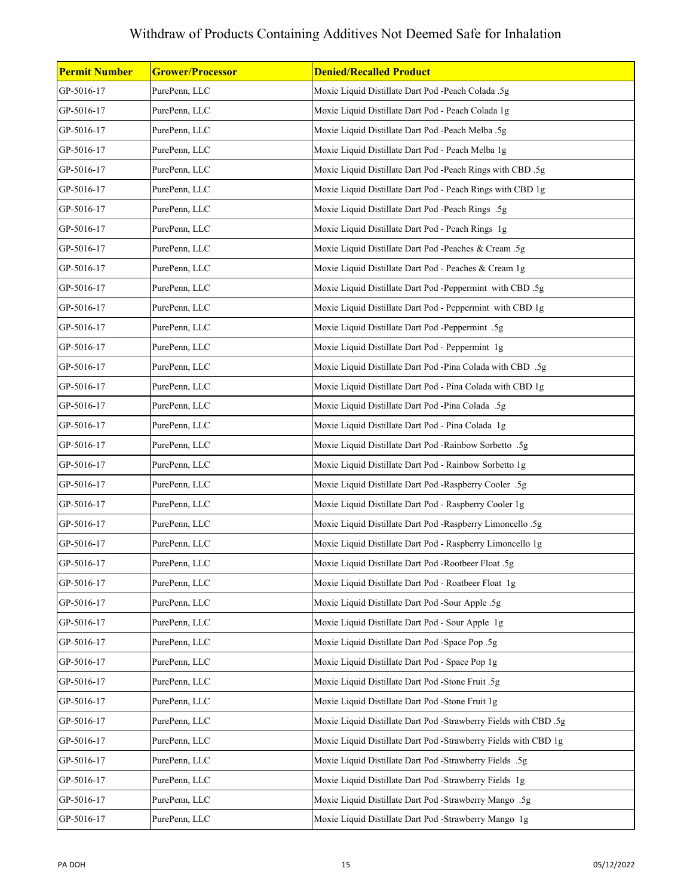# Withdraw of Products Containing Additives Not Deemed Safe for Inhalation

| Permit Number | Grower/Processor | Denied/Recalled Product |
|---|---|---|
| GP-5016-17 | PurePenn, LLC | Moxie Liquid Distillate Dart Pod -Peach Colada .5g |
| GP-5016-17 | PurePenn, LLC | Moxie Liquid Distillate Dart Pod - Peach Colada 1g |
| GP-5016-17 | PurePenn, LLC | Moxie Liquid Distillate Dart Pod -Peach Melba .5g |
| GP-5016-17 | PurePenn, LLC | Moxie Liquid Distillate Dart Pod - Peach Melba 1g |
| GP-5016-17 | PurePenn, LLC | Moxie Liquid Distillate Dart Pod -Peach Rings with CBD .5g |
| GP-5016-17 | PurePenn, LLC | Moxie Liquid Distillate Dart Pod - Peach Rings with CBD 1g |
| GP-5016-17 | PurePenn, LLC | Moxie Liquid Distillate Dart Pod -Peach Rings .5g |
| GP-5016-17 | PurePenn, LLC | Moxie Liquid Distillate Dart Pod - Peach Rings 1g |
| GP-5016-17 | PurePenn, LLC | Moxie Liquid Distillate Dart Pod -Peaches & Cream .5g |
| GP-5016-17 | PurePenn, LLC | Moxie Liquid Distillate Dart Pod - Peaches & Cream 1g |
| GP-5016-17 | PurePenn, LLC | Moxie Liquid Distillate Dart Pod -Peppermint with CBD .5g |
| GP-5016-17 | PurePenn, LLC | Moxie Liquid Distillate Dart Pod - Peppermint with CBD 1g |
| GP-5016-17 | PurePenn, LLC | Moxie Liquid Distillate Dart Pod -Peppermint .5g |
| GP-5016-17 | PurePenn, LLC | Moxie Liquid Distillate Dart Pod - Peppermint 1g |
| GP-5016-17 | PurePenn, LLC | Moxie Liquid Distillate Dart Pod -Pina Colada with CBD .5g |
| GP-5016-17 | PurePenn, LLC | Moxie Liquid Distillate Dart Pod - Pina Colada with CBD 1g |
| GP-5016-17 | PurePenn, LLC | Moxie Liquid Distillate Dart Pod -Pina Colada .5g |
| GP-5016-17 | PurePenn, LLC | Moxie Liquid Distillate Dart Pod - Pina Colada 1g |
| GP-5016-17 | PurePenn, LLC | Moxie Liquid Distillate Dart Pod -Rainbow Sorbetto .5g |
| GP-5016-17 | PurePenn, LLC | Moxie Liquid Distillate Dart Pod - Rainbow Sorbetto 1g |
| GP-5016-17 | PurePenn, LLC | Moxie Liquid Distillate Dart Pod -Raspberry Cooler .5g |
| GP-5016-17 | PurePenn, LLC | Moxie Liquid Distillate Dart Pod - Raspberry Cooler 1g |
| GP-5016-17 | PurePenn, LLC | Moxie Liquid Distillate Dart Pod -Raspberry Limoncello .5g |
| GP-5016-17 | PurePenn, LLC | Moxie Liquid Distillate Dart Pod - Raspberry Limoncello 1g |
| GP-5016-17 | PurePenn, LLC | Moxie Liquid Distillate Dart Pod -Rootbeer Float .5g |
| GP-5016-17 | PurePenn, LLC | Moxie Liquid Distillate Dart Pod - Roatbeer Float 1g |
| GP-5016-17 | PurePenn, LLC | Moxie Liquid Distillate Dart Pod -Sour Apple .5g |
| GP-5016-17 | PurePenn, LLC | Moxie Liquid Distillate Dart Pod - Sour Apple 1g |
| GP-5016-17 | PurePenn, LLC | Moxie Liquid Distillate Dart Pod -Space Pop .5g |
| GP-5016-17 | PurePenn, LLC | Moxie Liquid Distillate Dart Pod - Space Pop 1g |
| GP-5016-17 | PurePenn, LLC | Moxie Liquid Distillate Dart Pod -Stone Fruit .5g |
| GP-5016-17 | PurePenn, LLC | Moxie Liquid Distillate Dart Pod -Stone Fruit 1g |
| GP-5016-17 | PurePenn, LLC | Moxie Liquid Distillate Dart Pod -Strawberry Fields with CBD .5g |
| GP-5016-17 | PurePenn, LLC | Moxie Liquid Distillate Dart Pod -Strawberry Fields with CBD 1g |
| GP-5016-17 | PurePenn, LLC | Moxie Liquid Distillate Dart Pod -Strawberry Fields .5g |
| GP-5016-17 | PurePenn, LLC | Moxie Liquid Distillate Dart Pod -Strawberry Fields 1g |
| GP-5016-17 | PurePenn, LLC | Moxie Liquid Distillate Dart Pod -Strawberry Mango .5g |
| GP-5016-17 | PurePenn, LLC | Moxie Liquid Distillate Dart Pod -Strawberry Mango 1g |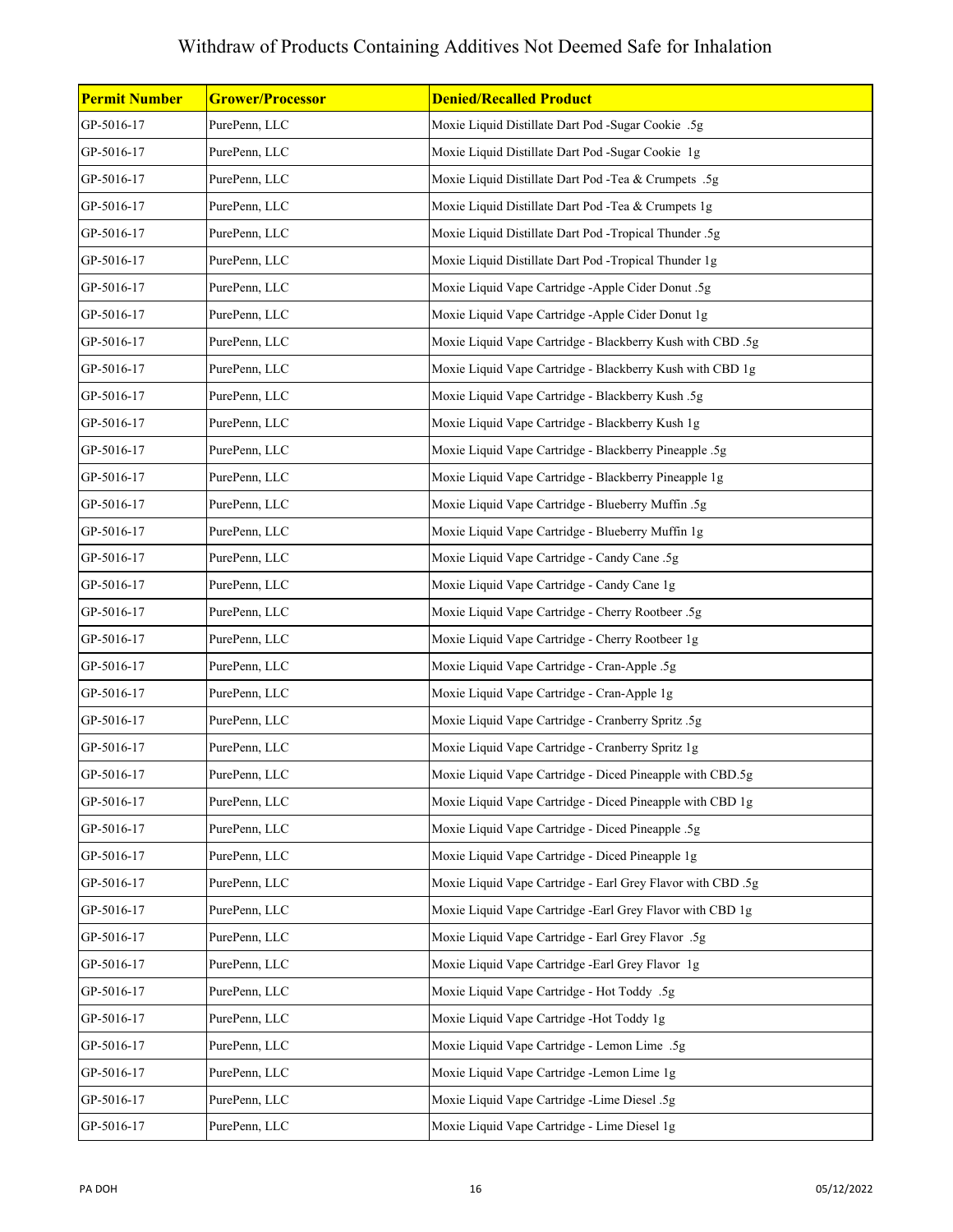# Withdraw of Products Containing Additives Not Deemed Safe for Inhalation

| Permit Number | Grower/Processor | Denied/Recalled Product |
|---|---|---|
| GP-5016-17 | PurePenn, LLC | Moxie Liquid Distillate Dart Pod -Sugar Cookie .5g |
| GP-5016-17 | PurePenn, LLC | Moxie Liquid Distillate Dart Pod -Sugar Cookie 1g |
| GP-5016-17 | PurePenn, LLC | Moxie Liquid Distillate Dart Pod -Tea & Crumpets .5g |
| GP-5016-17 | PurePenn, LLC | Moxie Liquid Distillate Dart Pod -Tea & Crumpets 1g |
| GP-5016-17 | PurePenn, LLC | Moxie Liquid Distillate Dart Pod -Tropical Thunder .5g |
| GP-5016-17 | PurePenn, LLC | Moxie Liquid Distillate Dart Pod -Tropical Thunder 1g |
| GP-5016-17 | PurePenn, LLC | Moxie Liquid Vape Cartridge -Apple Cider Donut .5g |
| GP-5016-17 | PurePenn, LLC | Moxie Liquid Vape Cartridge -Apple Cider Donut 1g |
| GP-5016-17 | PurePenn, LLC | Moxie Liquid Vape Cartridge - Blackberry Kush with CBD .5g |
| GP-5016-17 | PurePenn, LLC | Moxie Liquid Vape Cartridge - Blackberry Kush with CBD 1g |
| GP-5016-17 | PurePenn, LLC | Moxie Liquid Vape Cartridge - Blackberry Kush .5g |
| GP-5016-17 | PurePenn, LLC | Moxie Liquid Vape Cartridge - Blackberry Kush 1g |
| GP-5016-17 | PurePenn, LLC | Moxie Liquid Vape Cartridge - Blackberry Pineapple .5g |
| GP-5016-17 | PurePenn, LLC | Moxie Liquid Vape Cartridge - Blackberry Pineapple 1g |
| GP-5016-17 | PurePenn, LLC | Moxie Liquid Vape Cartridge - Blueberry Muffin .5g |
| GP-5016-17 | PurePenn, LLC | Moxie Liquid Vape Cartridge - Blueberry Muffin 1g |
| GP-5016-17 | PurePenn, LLC | Moxie Liquid Vape Cartridge - Candy Cane .5g |
| GP-5016-17 | PurePenn, LLC | Moxie Liquid Vape Cartridge - Candy Cane 1g |
| GP-5016-17 | PurePenn, LLC | Moxie Liquid Vape Cartridge - Cherry Rootbeer .5g |
| GP-5016-17 | PurePenn, LLC | Moxie Liquid Vape Cartridge - Cherry Rootbeer 1g |
| GP-5016-17 | PurePenn, LLC | Moxie Liquid Vape Cartridge - Cran-Apple .5g |
| GP-5016-17 | PurePenn, LLC | Moxie Liquid Vape Cartridge - Cran-Apple 1g |
| GP-5016-17 | PurePenn, LLC | Moxie Liquid Vape Cartridge - Cranberry Spritz .5g |
| GP-5016-17 | PurePenn, LLC | Moxie Liquid Vape Cartridge - Cranberry Spritz 1g |
| GP-5016-17 | PurePenn, LLC | Moxie Liquid Vape Cartridge - Diced Pineapple with CBD.5g |
| GP-5016-17 | PurePenn, LLC | Moxie Liquid Vape Cartridge - Diced Pineapple with CBD 1g |
| GP-5016-17 | PurePenn, LLC | Moxie Liquid Vape Cartridge - Diced Pineapple .5g |
| GP-5016-17 | PurePenn, LLC | Moxie Liquid Vape Cartridge - Diced Pineapple 1g |
| GP-5016-17 | PurePenn, LLC | Moxie Liquid Vape Cartridge - Earl Grey Flavor with CBD .5g |
| GP-5016-17 | PurePenn, LLC | Moxie Liquid Vape Cartridge -Earl Grey Flavor with CBD 1g |
| GP-5016-17 | PurePenn, LLC | Moxie Liquid Vape Cartridge - Earl Grey Flavor .5g |
| GP-5016-17 | PurePenn, LLC | Moxie Liquid Vape Cartridge -Earl Grey Flavor 1g |
| GP-5016-17 | PurePenn, LLC | Moxie Liquid Vape Cartridge - Hot Toddy .5g |
| GP-5016-17 | PurePenn, LLC | Moxie Liquid Vape Cartridge -Hot Toddy 1g |
| GP-5016-17 | PurePenn, LLC | Moxie Liquid Vape Cartridge - Lemon Lime .5g |
| GP-5016-17 | PurePenn, LLC | Moxie Liquid Vape Cartridge -Lemon Lime 1g |
| GP-5016-17 | PurePenn, LLC | Moxie Liquid Vape Cartridge -Lime Diesel .5g |
| GP-5016-17 | PurePenn, LLC | Moxie Liquid Vape Cartridge - Lime Diesel 1g |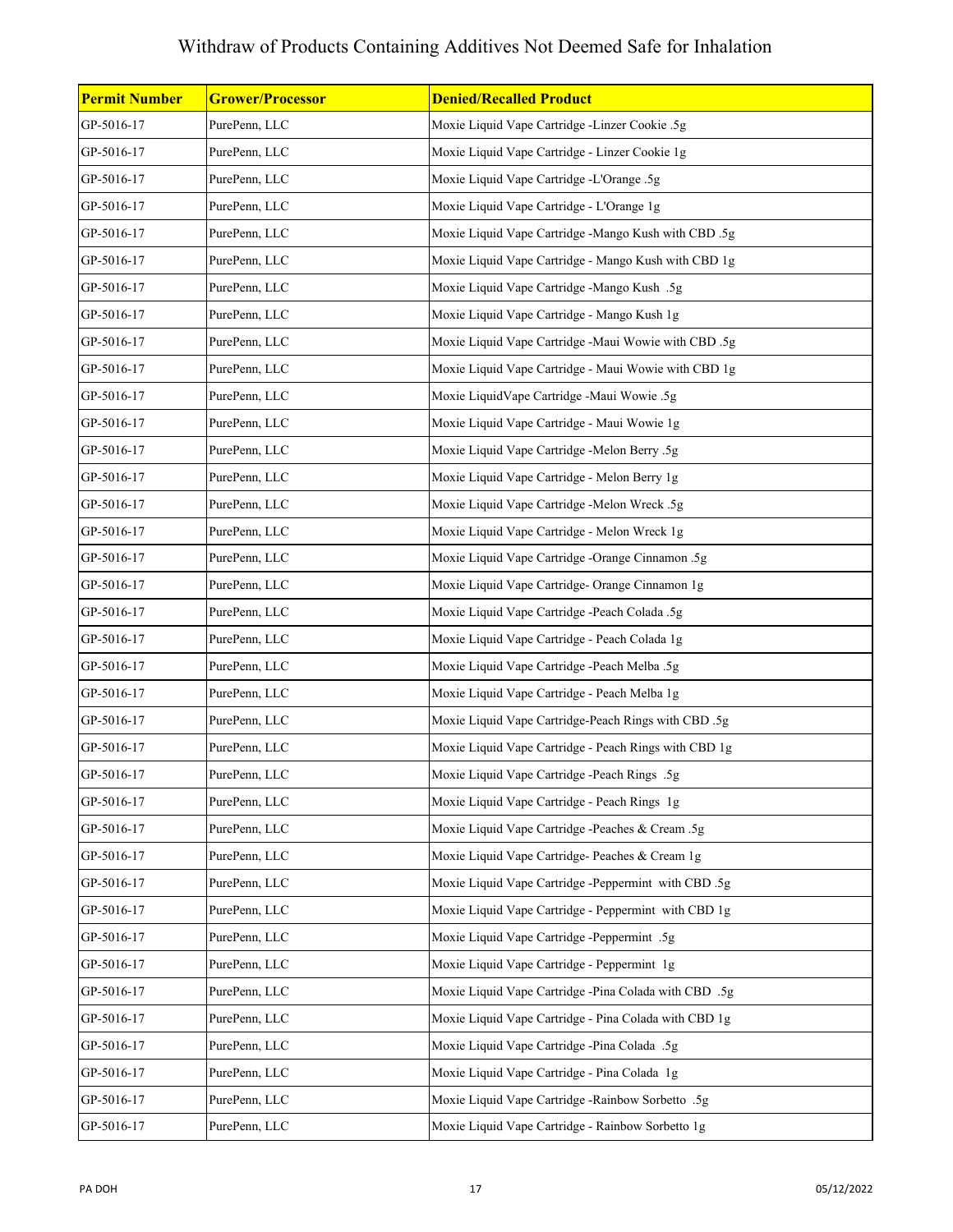# Withdraw of Products Containing Additives Not Deemed Safe for Inhalation

| **Permit Number** | **Grower/Processor** | **Denied/Recalled Product** |
|---|---|---|
| GP-5016-17 | PurePenn, LLC | Moxie Liquid Vape Cartridge -Linzer Cookie .5g |
| GP-5016-17 | PurePenn, LLC | Moxie Liquid Vape Cartridge - Linzer Cookie 1g |
| GP-5016-17 | PurePenn, LLC | Moxie Liquid Vape Cartridge -L'Orange .5g |
| GP-5016-17 | PurePenn, LLC | Moxie Liquid Vape Cartridge - L'Orange 1g |
| GP-5016-17 | PurePenn, LLC | Moxie Liquid Vape Cartridge -Mango Kush with CBD .5g |
| GP-5016-17 | PurePenn, LLC | Moxie Liquid Vape Cartridge - Mango Kush with CBD 1g |
| GP-5016-17 | PurePenn, LLC | Moxie Liquid Vape Cartridge -Mango Kush .5g |
| GP-5016-17 | PurePenn, LLC | Moxie Liquid Vape Cartridge - Mango Kush 1g |
| GP-5016-17 | PurePenn, LLC | Moxie Liquid Vape Cartridge -Maui Wowie with CBD .5g |
| GP-5016-17 | PurePenn, LLC | Moxie Liquid Vape Cartridge - Maui Wowie with CBD 1g |
| GP-5016-17 | PurePenn, LLC | Moxie LiquidVape Cartridge -Maui Wowie .5g |
| GP-5016-17 | PurePenn, LLC | Moxie Liquid Vape Cartridge - Maui Wowie 1g |
| GP-5016-17 | PurePenn, LLC | Moxie Liquid Vape Cartridge -Melon Berry .5g |
| GP-5016-17 | PurePenn, LLC | Moxie Liquid Vape Cartridge - Melon Berry 1g |
| GP-5016-17 | PurePenn, LLC | Moxie Liquid Vape Cartridge -Melon Wreck .5g |
| GP-5016-17 | PurePenn, LLC | Moxie Liquid Vape Cartridge - Melon Wreck 1g |
| GP-5016-17 | PurePenn, LLC | Moxie Liquid Vape Cartridge -Orange Cinnamon .5g |
| GP-5016-17 | PurePenn, LLC | Moxie Liquid Vape Cartridge- Orange Cinnamon 1g |
| GP-5016-17 | PurePenn, LLC | Moxie Liquid Vape Cartridge -Peach Colada .5g |
| GP-5016-17 | PurePenn, LLC | Moxie Liquid Vape Cartridge - Peach Colada 1g |
| GP-5016-17 | PurePenn, LLC | Moxie Liquid Vape Cartridge -Peach Melba .5g |
| GP-5016-17 | PurePenn, LLC | Moxie Liquid Vape Cartridge - Peach Melba 1g |
| GP-5016-17 | PurePenn, LLC | Moxie Liquid Vape Cartridge-Peach Rings with CBD .5g |
| GP-5016-17 | PurePenn, LLC | Moxie Liquid Vape Cartridge - Peach Rings with CBD 1g |
| GP-5016-17 | PurePenn, LLC | Moxie Liquid Vape Cartridge -Peach Rings .5g |
| GP-5016-17 | PurePenn, LLC | Moxie Liquid Vape Cartridge - Peach Rings 1g |
| GP-5016-17 | PurePenn, LLC | Moxie Liquid Vape Cartridge -Peaches & Cream .5g |
| GP-5016-17 | PurePenn, LLC | Moxie Liquid Vape Cartridge- Peaches & Cream 1g |
| GP-5016-17 | PurePenn, LLC | Moxie Liquid Vape Cartridge -Peppermint with CBD .5g |
| GP-5016-17 | PurePenn, LLC | Moxie Liquid Vape Cartridge - Peppermint with CBD 1g |
| GP-5016-17 | PurePenn, LLC | Moxie Liquid Vape Cartridge -Peppermint .5g |
| GP-5016-17 | PurePenn, LLC | Moxie Liquid Vape Cartridge - Peppermint 1g |
| GP-5016-17 | PurePenn, LLC | Moxie Liquid Vape Cartridge -Pina Colada with CBD .5g |
| GP-5016-17 | PurePenn, LLC | Moxie Liquid Vape Cartridge - Pina Colada with CBD 1g |
| GP-5016-17 | PurePenn, LLC | Moxie Liquid Vape Cartridge -Pina Colada .5g |
| GP-5016-17 | PurePenn, LLC | Moxie Liquid Vape Cartridge - Pina Colada 1g |
| GP-5016-17 | PurePenn, LLC | Moxie Liquid Vape Cartridge -Rainbow Sorbetto .5g |
| GP-5016-17 | PurePenn, LLC | Moxie Liquid Vape Cartridge - Rainbow Sorbetto 1g |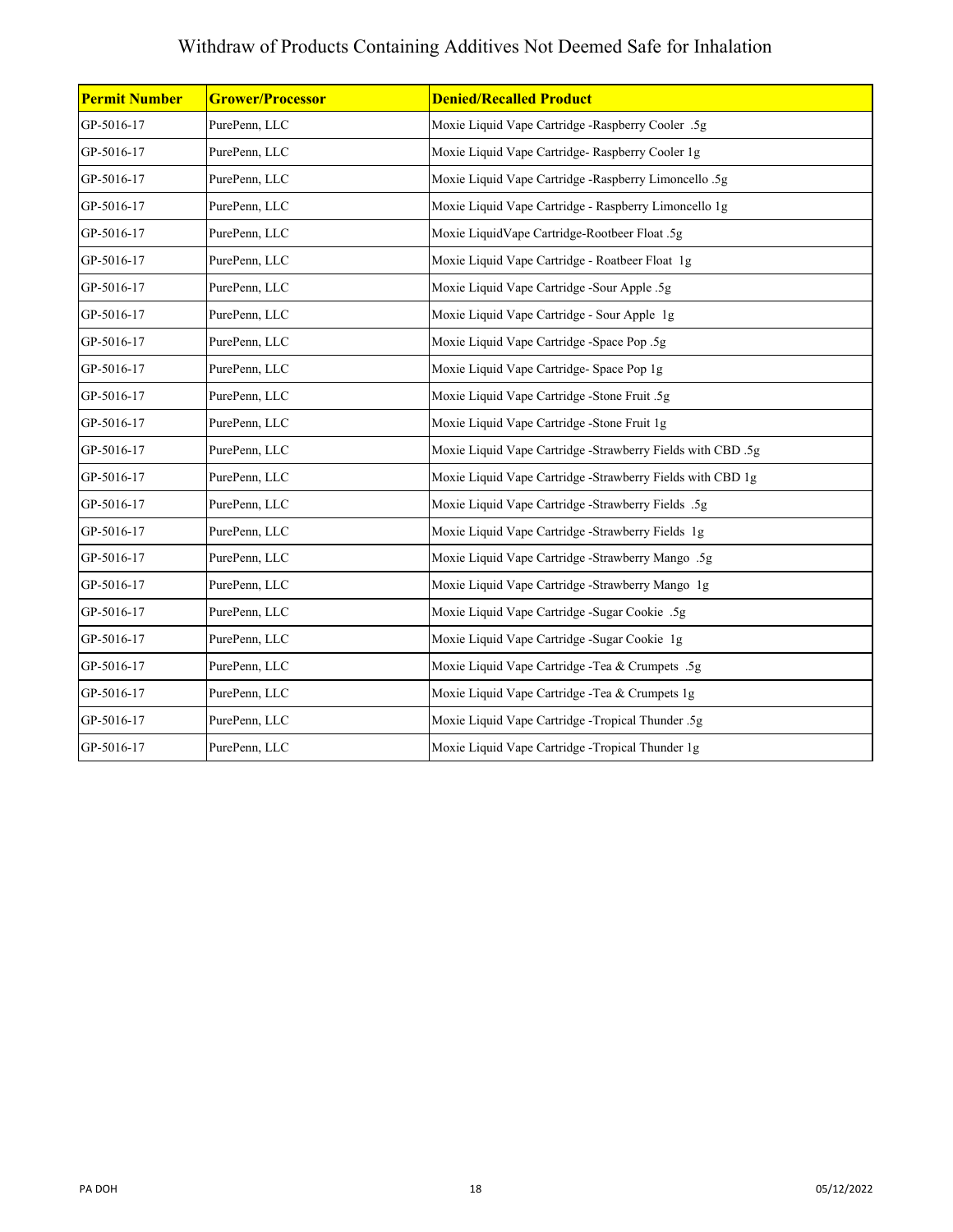# Withdraw of Products Containing Additives Not Deemed Safe for Inhalation

| Permit Number | Grower/Processor | Denied/Recalled Product |
|---|---|---|
| GP-5016-17 | PurePenn, LLC | Moxie Liquid Vape Cartridge -Raspberry Cooler .5g |
| GP-5016-17 | PurePenn, LLC | Moxie Liquid Vape Cartridge- Raspberry Cooler 1g |
| GP-5016-17 | PurePenn, LLC | Moxie Liquid Vape Cartridge -Raspberry Limoncello .5g |
| GP-5016-17 | PurePenn, LLC | Moxie Liquid Vape Cartridge - Raspberry Limoncello 1g |
| GP-5016-17 | PurePenn, LLC | Moxie LiquidVape Cartridge-Rootbeer Float .5g |
| GP-5016-17 | PurePenn, LLC | Moxie Liquid Vape Cartridge - Roatbeer Float 1g |
| GP-5016-17 | PurePenn, LLC | Moxie Liquid Vape Cartridge -Sour Apple .5g |
| GP-5016-17 | PurePenn, LLC | Moxie Liquid Vape Cartridge - Sour Apple 1g |
| GP-5016-17 | PurePenn, LLC | Moxie Liquid Vape Cartridge -Space Pop .5g |
| GP-5016-17 | PurePenn, LLC | Moxie Liquid Vape Cartridge- Space Pop 1g |
| GP-5016-17 | PurePenn, LLC | Moxie Liquid Vape Cartridge -Stone Fruit .5g |
| GP-5016-17 | PurePenn, LLC | Moxie Liquid Vape Cartridge -Stone Fruit 1g |
| GP-5016-17 | PurePenn, LLC | Moxie Liquid Vape Cartridge -Strawberry Fields with CBD .5g |
| GP-5016-17 | PurePenn, LLC | Moxie Liquid Vape Cartridge -Strawberry Fields with CBD 1g |
| GP-5016-17 | PurePenn, LLC | Moxie Liquid Vape Cartridge -Strawberry Fields .5g |
| GP-5016-17 | PurePenn, LLC | Moxie Liquid Vape Cartridge -Strawberry Fields 1g |
| GP-5016-17 | PurePenn, LLC | Moxie Liquid Vape Cartridge -Strawberry Mango .5g |
| GP-5016-17 | PurePenn, LLC | Moxie Liquid Vape Cartridge -Strawberry Mango 1g |
| GP-5016-17 | PurePenn, LLC | Moxie Liquid Vape Cartridge -Sugar Cookie .5g |
| GP-5016-17 | PurePenn, LLC | Moxie Liquid Vape Cartridge -Sugar Cookie 1g |
| GP-5016-17 | PurePenn, LLC | Moxie Liquid Vape Cartridge -Tea & Crumpets .5g |
| GP-5016-17 | PurePenn, LLC | Moxie Liquid Vape Cartridge -Tea & Crumpets 1g |
| GP-5016-17 | PurePenn, LLC | Moxie Liquid Vape Cartridge -Tropical Thunder .5g |
| GP-5016-17 | PurePenn, LLC | Moxie Liquid Vape Cartridge -Tropical Thunder 1g |